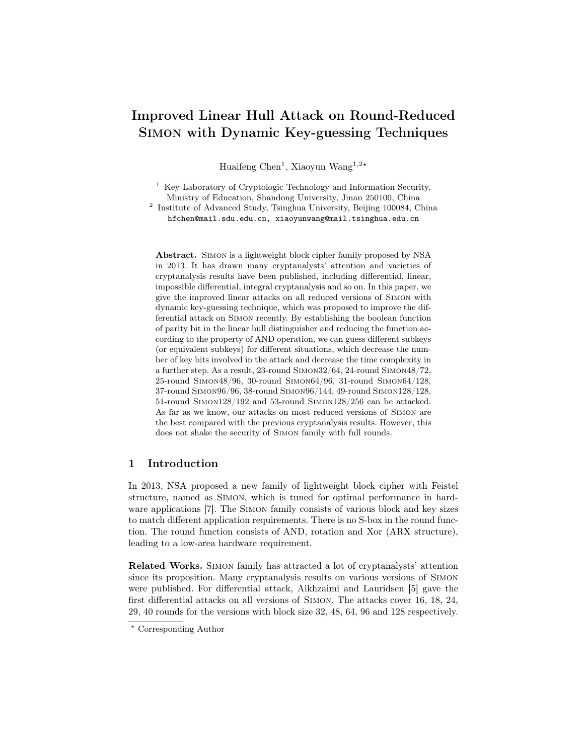# Improved Linear Hull Attack on Round-Reduced SIMON with Dynamic Key-guessing Techniques

Huaifeng Chen[1], Xiaoyun Wang[1,2⋆]

[1] Key Laboratory of Cryptologic Technology and Information Security, Ministry of Education, Shandong University, Jinan 250100, China
[2] Institute of Advanced Study, Tsinghua University, Beijing 100084, China
hfchen@mail.sdu.edu.cn, xiaoyunwang@mail.tsinghua.edu.cn

**Abstract.** SIMON is a lightweight block cipher family proposed by NSA in 2013. It has drawn many cryptanalysts' attention and varieties of cryptanalysis results have been published, including differential, linear, impossible differential, integral cryptanalysis and so on. In this paper, we give the improved linear attacks on all reduced versions of SIMON with dynamic key-guessing technique, which was proposed to improve the differential attack on SIMON recently. By establishing the boolean function of parity bit in the linear hull distinguisher and reducing the function according to the property of AND operation, we can guess different subkeys (or equivalent subkeys) for different situations, which decrease the number of key bits involved in the attack and decrease the time complexity in a further step. As a result, 23-round SIMON32/64, 24-round SIMON48/72, 25-round SIMON48/96, 30-round SIMON64/96, 31-round SIMON64/128, 37-round SIMON96/96, 38-round SIMON96/144, 49-round SIMON128/128, 51-round SIMON128/192 and 53-round SIMON128/256 can be attacked. As far as we know, our attacks on most reduced versions of SIMON are the best compared with the previous cryptanalysis results. However, this does not shake the security of SIMON family with full rounds.

## 1 Introduction

In 2013, NSA proposed a new family of lightweight block cipher with Feistel structure, named as SIMON, which is tuned for optimal performance in hardware applications [7]. The SIMON family consists of various block and key sizes to match different application requirements. There is no S-box in the round function. The round function consists of AND, rotation and Xor (ARX structure), leading to a low-area hardware requirement.

**Related Works.** SIMON family has attracted a lot of cryptanalysts' attention since its proposition. Many cryptanalysis results on various versions of SIMON were published. For differential attack, Alkhzaimi and Lauridsen [5] gave the first differential attacks on all versions of SIMON. The attacks cover 16, 18, 24, 29, 40 rounds for the versions with block size 32, 48, 64, 96 and 128 respectively.

⋆ Corresponding Author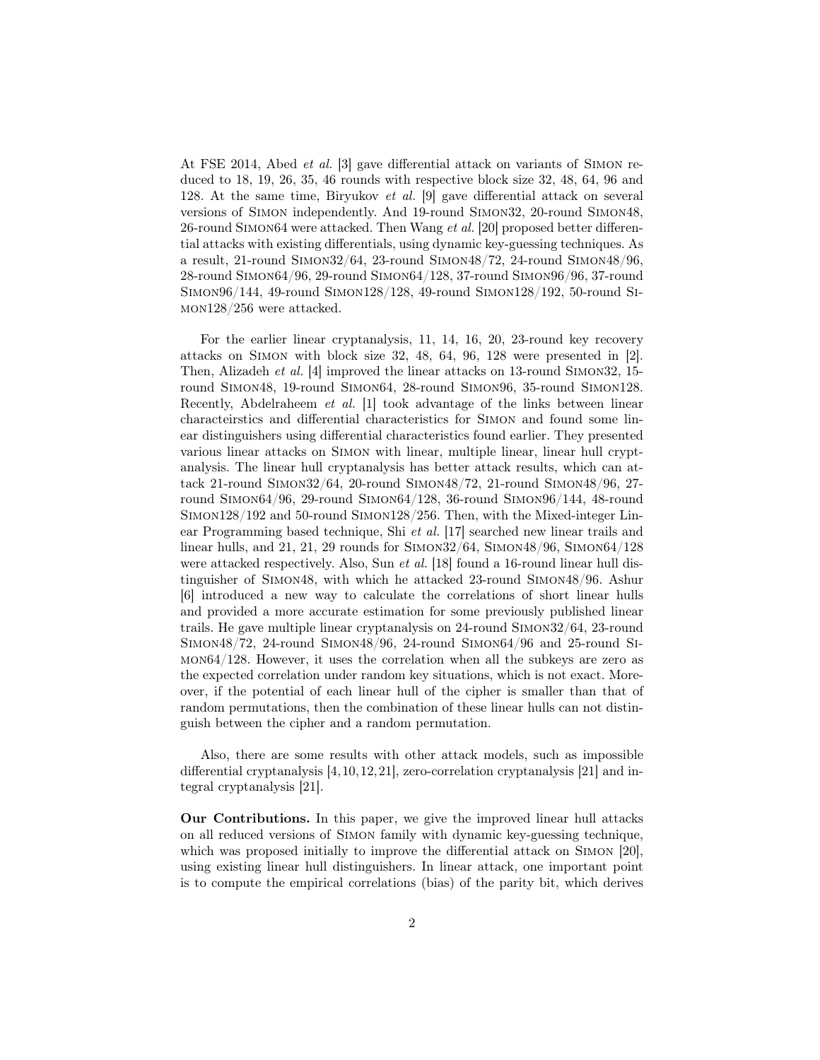At FSE 2014, Abed *et al.* [3] gave differential attack on variants of Simon reduced to 18, 19, 26, 35, 46 rounds with respective block size 32, 48, 64, 96 and 128. At the same time, Biryukov *et al.* [9] gave differential attack on several versions of Simon independently. And 19-round Simon32, 20-round Simon48, 26-round Simon64 were attacked. Then Wang *et al.* [20] proposed better differential attacks with existing differentials, using dynamic key-guessing techniques. As a result, 21-round Simon32/64, 23-round Simon48/72, 24-round Simon48/96, 28-round Simon64/96, 29-round Simon64/128, 37-round Simon96/96, 37-round Simon96/144, 49-round Simon128/128, 49-round Simon128/192, 50-round Simon128/256 were attacked.

For the earlier linear cryptanalysis, 11, 14, 16, 20, 23-round key recovery attacks on Simon with block size 32, 48, 64, 96, 128 were presented in [2]. Then, Alizadeh *et al.* [4] improved the linear attacks on 13-round Simon32, 15-round Simon48, 19-round Simon64, 28-round Simon96, 35-round Simon128. Recently, Abdelraheem *et al.* [1] took advantage of the links between linear characteirstics and differential characteristics for Simon and found some linear distinguishers using differential characteristics found earlier. They presented various linear attacks on Simon with linear, multiple linear, linear hull cryptanalysis. The linear hull cryptanalysis has better attack results, which can attack 21-round Simon32/64, 20-round Simon48/72, 21-round Simon48/96, 27-round Simon64/96, 29-round Simon96/144, 48-round Simon128/192 and 50-round Simon128/256. Then, with the Mixed-integer Linear Programming based technique, Shi *et al.* [17] searched new linear trails and linear hulls, and 21, 21, 29 rounds for Simon32/64, Simon48/96, Simon64/128 were attacked respectively. Also, Sun *et al.* [18] found a 16-round linear hull distinguisher of Simon48, with which he attacked 23-round Simon48/96. Ashur [6] introduced a new way to calculate the correlations of short linear hulls and provided a more accurate estimation for some previously published linear trails. He gave multiple linear cryptanalysis on 24-round Simon32/64, 23-round Simon48/72, 24-round Simon48/96, 24-round Simon64/96 and 25-round Simon64/128. However, it uses the correlation when all the subkeys are zero as the expected correlation under random key situations, which is not exact. Moreover, if the potential of each linear hull of the cipher is smaller than that of random permutations, then the combination of these linear hulls can not distinguish between the cipher and a random permutation.

Also, there are some results with other attack models, such as impossible differential cryptanalysis [4,10,12,21], zero-correlation cryptanalysis [21] and integral cryptanalysis [21].

**Our Contributions.** In this paper, we give the improved linear hull attacks on all reduced versions of Simon family with dynamic key-guessing technique, which was proposed initially to improve the differential attack on Simon [20], using existing linear hull distinguishers. In linear attack, one important point is to compute the empirical correlations (bias) of the parity bit, which derives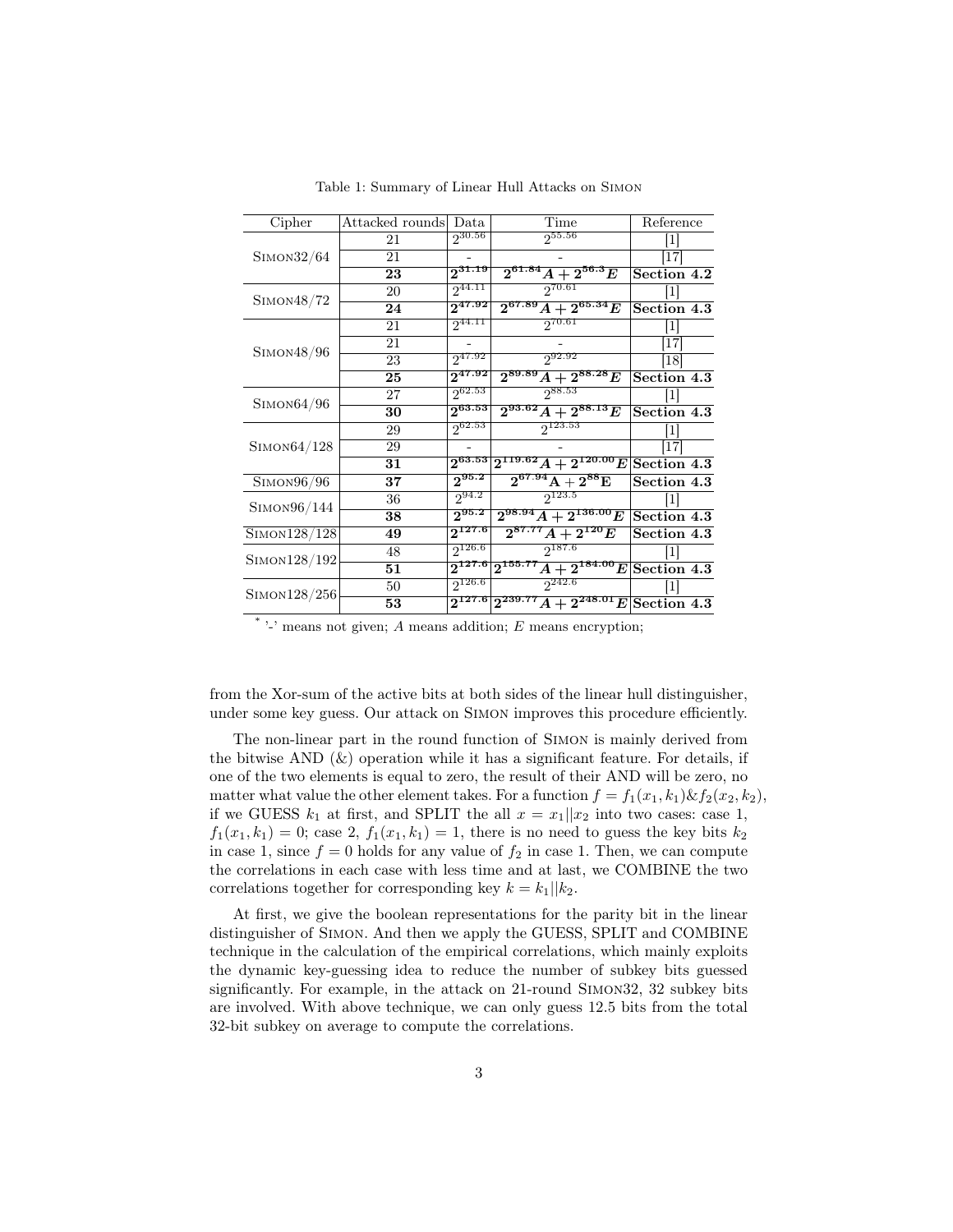Table 1: Summary of Linear Hull Attacks on Simon

| Cipher | Attacked rounds | Data | Time | Reference |
|---|---|---|---|---|
| Simon32/64 | 21 | $2^{30.56}$ | $2^{55.56}$ | [1] |
| | 21 | - | - | [17] |
| | **23** | $\mathbf{2^{31.19}}$ | $\mathbf{2^{61.84}A + 2^{56.3}E}$ | **Section 4.2** |
| Simon48/72 | 20 | $2^{44.11}$ | $2^{70.61}$ | [1] |
| | **24** | $\mathbf{2^{47.92}}$ | $\mathbf{2^{67.89}A + 2^{65.34}E}$ | **Section 4.3** |
| Simon48/96 | 21 | $2^{44.11}$ | $2^{70.61}$ | [1] |
| | 21 | - | - | [17] |
| | 23 | $2^{47.92}$ | $2^{92.92}$ | [18] |
| | **25** | $\mathbf{2^{47.92}}$ | $\mathbf{2^{89.89}A + 2^{88.28}E}$ | **Section 4.3** |
| Simon64/96 | 27 | $2^{62.53}$ | $2^{88.53}$ | [1] |
| | **30** | $\mathbf{2^{63.53}}$ | $\mathbf{2^{93.62}A + 2^{88.13}E}$ | **Section 4.3** |
| Simon64/128 | 29 | $2^{62.53}$ | $2^{123.53}$ | [1] |
| | 29 | - | - | [17] |
| | **31** | $\mathbf{2^{63.53}}$ | $\mathbf{2^{119.62}A + 2^{120.00}E}$ | **Section 4.3** |
| Simon96/96 | **37** | $\mathbf{2^{95.2}}$ | $\mathbf{2^{67.94}A + 2^{88}E}$ | **Section 4.3** |
| Simon96/144 | 36 | $2^{94.2}$ | $2^{123.5}$ | [1] |
| | **38** | $\mathbf{2^{95.2}}$ | $\mathbf{2^{98.94}A + 2^{136.00}E}$ | **Section 4.3** |
| Simon128/128 | **49** | $\mathbf{2^{127.6}}$ | $\mathbf{2^{87.77}A + 2^{120}E}$ | **Section 4.3** |
| Simon128/192 | 48 | $2^{126.6}$ | $2^{187.6}$ | [1] |
| | **51** | $\mathbf{2^{127.6}}$ | $\mathbf{2^{155.77}A + 2^{184.00}E}$ | **Section 4.3** |
| Simon128/256 | 50 | $2^{126.6}$ | $2^{242.6}$ | [1] |
| | **53** | $\mathbf{2^{127.6}}$ | $\mathbf{2^{239.77}A + 2^{248.01}E}$ | **Section 4.3** |

\* '-' means not given; $A$ means addition; $E$ means encryption;

from the Xor-sum of the active bits at both sides of the linear hull distinguisher, under some key guess. Our attack on Simon improves this procedure efficiently.

The non-linear part in the round function of Simon is mainly derived from the bitwise AND (&) operation while it has a significant feature. For details, if one of the two elements is equal to zero, the result of their AND will be zero, no matter what value the other element takes. For a function $f = f_1(x_1, k_1)\&f_2(x_2, k_2)$, if we GUESS $k_1$ at first, and SPLIT the all $x = x_1||x_2$ into two cases: case 1, $f_1(x_1, k_1) = 0$; case 2, $f_1(x_1, k_1) = 1$, there is no need to guess the key bits $k_2$ in case 1, since $f = 0$ holds for any value of $f_2$ in case 1. Then, we can compute the correlations in each case with less time and at last, we COMBINE the two correlations together for corresponding key $k = k_1||k_2$.

At first, we give the boolean representations for the parity bit in the linear distinguisher of Simon. And then we apply the GUESS, SPLIT and COMBINE technique in the calculation of the empirical correlations, which mainly exploits the dynamic key-guessing idea to reduce the number of subkey bits guessed significantly. For example, in the attack on 21-round Simon32, 32 subkey bits are involved. With above technique, we can only guess 12.5 bits from the total 32-bit subkey on average to compute the correlations.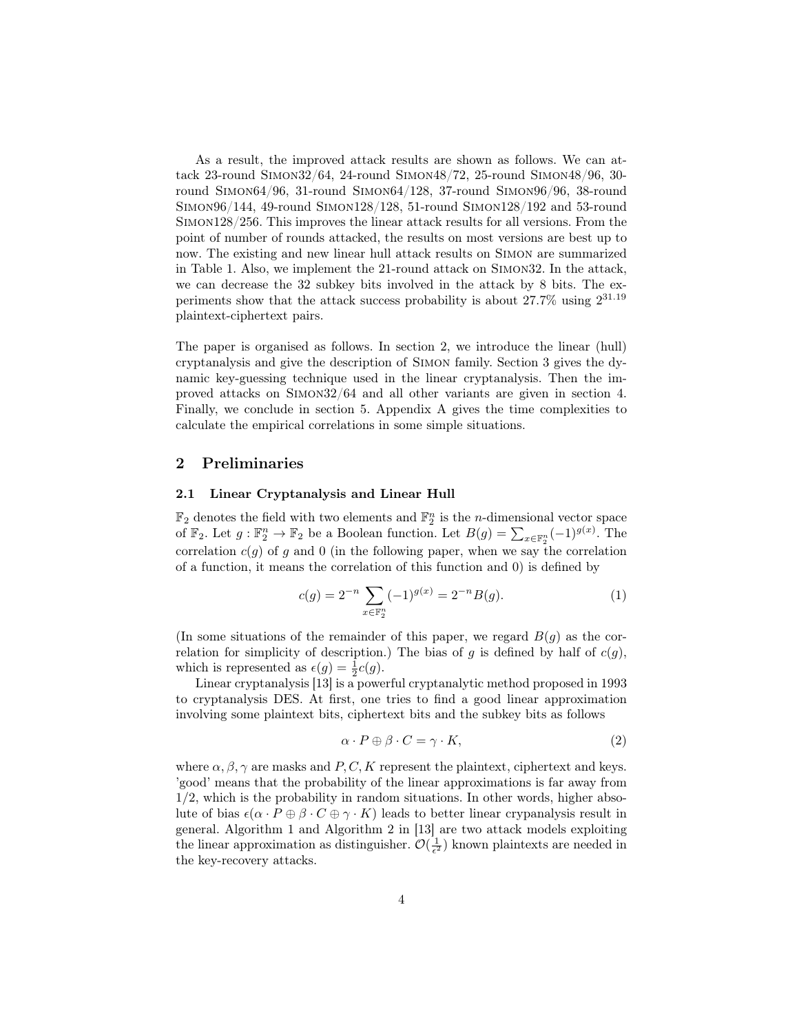As a result, the improved attack results are shown as follows. We can attack 23-round SIMON32/64, 24-round SIMON48/72, 25-round SIMON48/96, 30-round SIMON64/96, 31-round SIMON64/128, 37-round SIMON96/96, 38-round SIMON96/144, 49-round SIMON128/128, 51-round SIMON128/192 and 53-round SIMON128/256. This improves the linear attack results for all versions. From the point of number of rounds attacked, the results on most versions are best up to now. The existing and new linear hull attack results on SIMON are summarized in Table 1. Also, we implement the 21-round attack on SIMON32. In the attack, we can decrease the 32 subkey bits involved in the attack by 8 bits. The experiments show that the attack success probability is about 27.7% using $2^{31.19}$ plaintext-ciphertext pairs.

The paper is organised as follows. In section 2, we introduce the linear (hull) cryptanalysis and give the description of SIMON family. Section 3 gives the dynamic key-guessing technique used in the linear cryptanalysis. Then the improved attacks on SIMON32/64 and all other variants are given in section 4. Finally, we conclude in section 5. Appendix A gives the time complexities to calculate the empirical correlations in some simple situations.

## 2 Preliminaries

### 2.1 Linear Cryptanalysis and Linear Hull

$\mathbb{F}_2$ denotes the field with two elements and $\mathbb{F}_2^n$ is the $n$-dimensional vector space of $\mathbb{F}_2$. Let $g : \mathbb{F}_2^n \to \mathbb{F}_2$ be a Boolean function. Let $B(g) = \sum_{x \in \mathbb{F}_2^n} (-1)^{g(x)}$. The correlation $c(g)$ of $g$ and 0 (in the following paper, when we say the correlation of a function, it means the correlation of this function and 0) is defined by

$$c(g) = 2^{-n} \sum_{x \in \mathbb{F}_2^n} (-1)^{g(x)} = 2^{-n} B(g). \quad (1)$$

(In some situations of the remainder of this paper, we regard $B(g)$ as the correlation for simplicity of description.) The bias of $g$ is defined by half of $c(g)$, which is represented as $\epsilon(g) = \frac{1}{2}c(g)$.

Linear cryptanalysis [13] is a powerful cryptanalytic method proposed in 1993 to cryptanalysis DES. At first, one tries to find a good linear approximation involving some plaintext bits, ciphertext bits and the subkey bits as follows

$$\alpha \cdot P \oplus \beta \cdot C = \gamma \cdot K, \quad (2)$$

where $\alpha, \beta, \gamma$ are masks and $P, C, K$ represent the plaintext, ciphertext and keys. 'good' means that the probability of the linear approximations is far away from 1/2, which is the probability in random situations. In other words, higher absolute of bias $\epsilon(\alpha \cdot P \oplus \beta \cdot C \oplus \gamma \cdot K)$ leads to better linear crypanalysis result in general. Algorithm 1 and Algorithm 2 in [13] are two attack models exploiting the linear approximation as distinguisher. $\mathcal{O}(\frac{1}{\epsilon^2})$ known plaintexts are needed in the key-recovery attacks.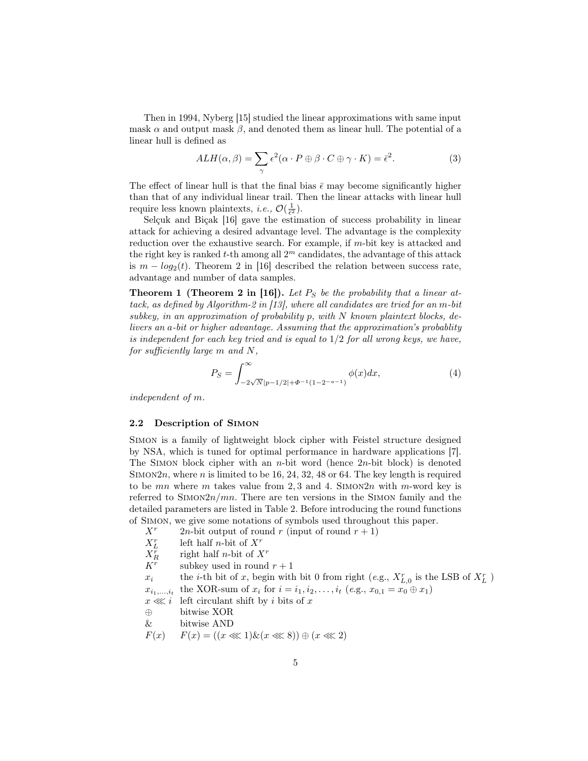Then in 1994, Nyberg [15] studied the linear approximations with same input mask $\alpha$ and output mask $\beta$, and denoted them as linear hull. The potential of a linear hull is defined as

$$ALH(\alpha, \beta) = \sum_{\gamma} \epsilon^2(\alpha \cdot P \oplus \beta \cdot C \oplus \gamma \cdot K) = \bar{\epsilon}^2. \tag{3}$$

The effect of linear hull is that the final bias $\bar{\epsilon}$ may become significantly higher than that of any individual linear trail. Then the linear attacks with linear hull require less known plaintexts, *i.e.*, $\mathcal{O}(\frac{1}{\bar{\epsilon}^2})$.

Selçuk and Biçak [16] gave the estimation of success probability in linear attack for achieving a desired advantage level. The advantage is the complexity reduction over the exhaustive search. For example, if $m$-bit key is attacked and the right key is ranked $t$-th among all $2^m$ candidates, the advantage of this attack is $m - log_2(t)$. Theorem 2 in [16] described the relation between success rate, advantage and number of data samples.

**Theorem 1 (Theorem 2 in [16]).** *Let $P_S$ be the probability that a linear attack, as defined by Algorithm-2 in [13], where all candidates are tried for an $m$-bit subkey, in an approximation of probability $p$, with $N$ known plaintext blocks, delivers an $a$-bit or higher advantage. Assuming that the approximation's probablity is independent for each key tried and is equal to $1/2$ for all wrong keys, we have, for sufficiently large $m$ and $N$,*

$$P_S = \int_{-2\sqrt{N}|p-1/2|+\Phi^{-1}(1-2^{-a-1})}^{\infty} \phi(x)dx, \tag{4}$$

*independent of $m$.*

### 2.2 Description of Simon

Simon is a family of lightweight block cipher with Feistel structure designed by NSA, which is tuned for optimal performance in hardware applications [7]. The Simon block cipher with an $n$-bit word (hence $2n$-bit block) is denoted Simon$2n$, where $n$ is limited to be 16, 24, 32, 48 or 64. The key length is required to be $mn$ where $m$ takes value from 2, 3 and 4. Simon$2n$ with $m$-word key is referred to Simon$2n/mn$. There are ten versions in the Simon family and the detailed parameters are listed in Table 2. Before introducing the round functions of Simon, we give some notations of symbols used throughout this paper.

- $X^r$ — $2n$-bit output of round $r$ (input of round $r+1$)
- $X_L^r$ — left half $n$-bit of $X^r$
- $X_R^r$ — right half $n$-bit of $X^r$
- $K^r$ — subkey used in round $r+1$
- $x_i$ — the $i$-th bit of $x$, begin with bit 0 from right (*e.g.*, $X_{L,0}^r$ is the LSB of $X_L^r$ )
- $x_{i_1,\ldots,i_t}$ — the XOR-sum of $x_i$ for $i = i_1, i_2, \ldots, i_t$ (*e.g.*, $x_{0,1} = x_0 \oplus x_1$)
- $x \lll i$ — left circulant shift by $i$ bits of $x$
- $\oplus$ — bitwise XOR
- $\&$ — bitwise AND
- $F(x)$ — $F(x) = ((x \lll 1) \& (x \lll 8)) \oplus (x \lll 2)$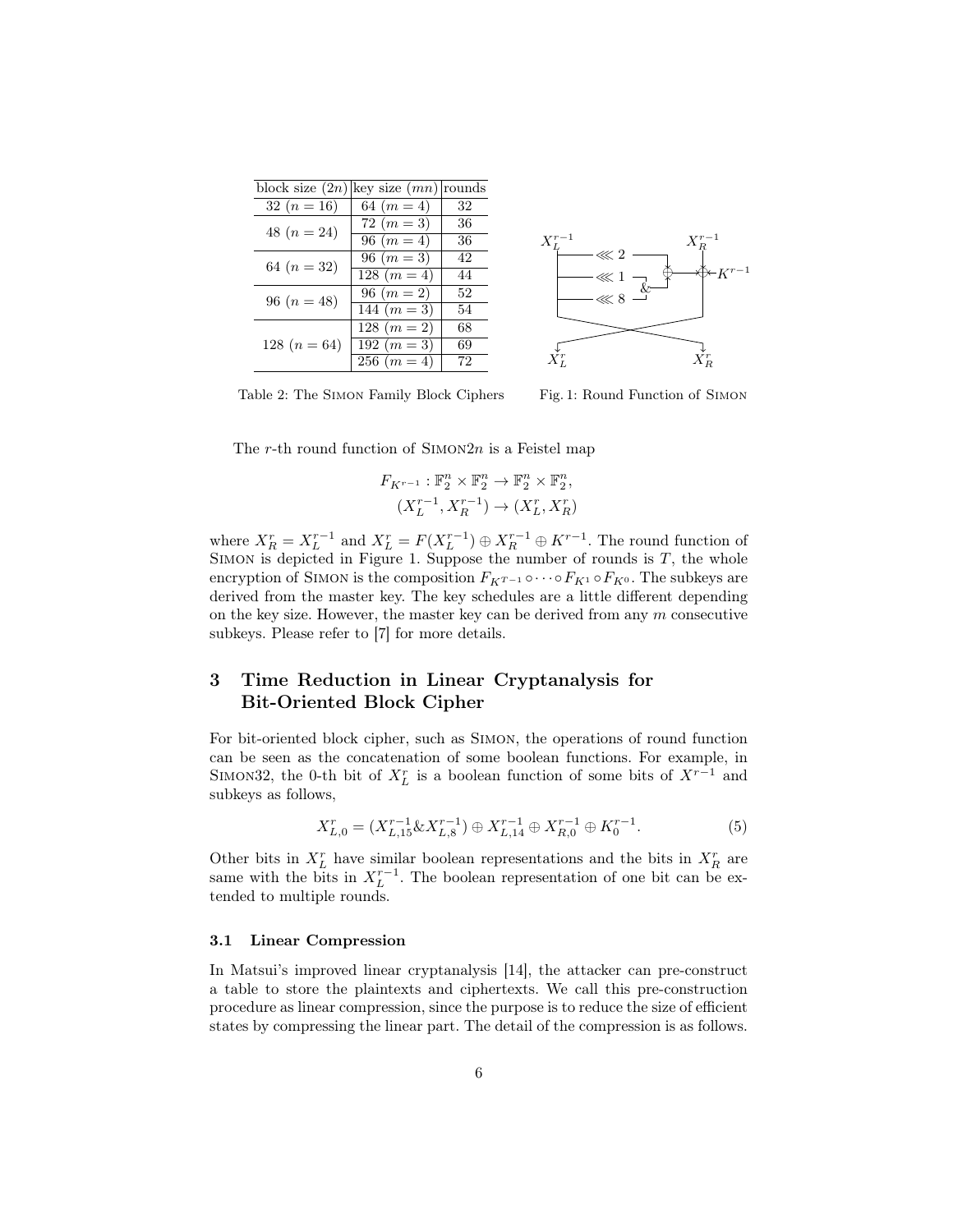| block size $(2n)$ | key size $(mn)$ | rounds |
|---|---|---|
| 32 $(n = 16)$ | 64 $(m = 4)$ | 32 |
| 48 $(n = 24)$ | 72 $(m = 3)$ | 36 |
| | 96 $(m = 4)$ | 36 |
| 64 $(n = 32)$ | 96 $(m = 3)$ | 42 |
| | 128 $(m = 4)$ | 44 |
| 96 $(n = 48)$ | 96 $(m = 2)$ | 52 |
| | 144 $(m = 3)$ | 54 |
| 128 $(n = 64)$ | 128 $(m = 2)$ | 68 |
| | 192 $(m = 3)$ | 69 |
| | 256 $(m = 4)$ | 72 |

Table 2: The SIMON Family Block Ciphers

Fig. 1: Round Function of SIMON

The $r$-th round function of SIMON$2n$ is a Feistel map

$$F_{K^{r-1}} : \mathbb{F}_2^n \times \mathbb{F}_2^n \to \mathbb{F}_2^n \times \mathbb{F}_2^n,$$
$$(X_L^{r-1}, X_R^{r-1}) \to (X_L^r, X_R^r)$$

where $X_R^r = X_L^{r-1}$ and $X_L^r = F(X_L^{r-1}) \oplus X_R^{r-1} \oplus K^{r-1}$. The round function of SIMON is depicted in Figure 1. Suppose the number of rounds is $T$, the whole encryption of SIMON is the composition $F_{K^{T-1}} \circ \cdots \circ F_{K^1} \circ F_{K^0}$. The subkeys are derived from the master key. The key schedules are a little different depending on the key size. However, the master key can be derived from any $m$ consecutive subkeys. Please refer to [7] for more details.

## 3 Time Reduction in Linear Cryptanalysis for Bit-Oriented Block Cipher

For bit-oriented block cipher, such as SIMON, the operations of round function can be seen as the concatenation of some boolean functions. For example, in SIMON32, the 0-th bit of $X_L^r$ is a boolean function of some bits of $X^{r-1}$ and subkeys as follows,

$$X_{L,0}^r = (X_{L,15}^{r-1} \& X_{L,8}^{r-1}) \oplus X_{L,14}^{r-1} \oplus X_{R,0}^{r-1} \oplus K_0^{r-1}. \tag{5}$$

Other bits in $X_L^r$ have similar boolean representations and the bits in $X_R^r$ are same with the bits in $X_L^{r-1}$. The boolean representation of one bit can be extended to multiple rounds.

### 3.1 Linear Compression

In Matsui's improved linear cryptanalysis [14], the attacker can pre-construct a table to store the plaintexts and ciphertexts. We call this pre-construction procedure as linear compression, since the purpose is to reduce the size of efficient states by compressing the linear part. The detail of the compression is as follows.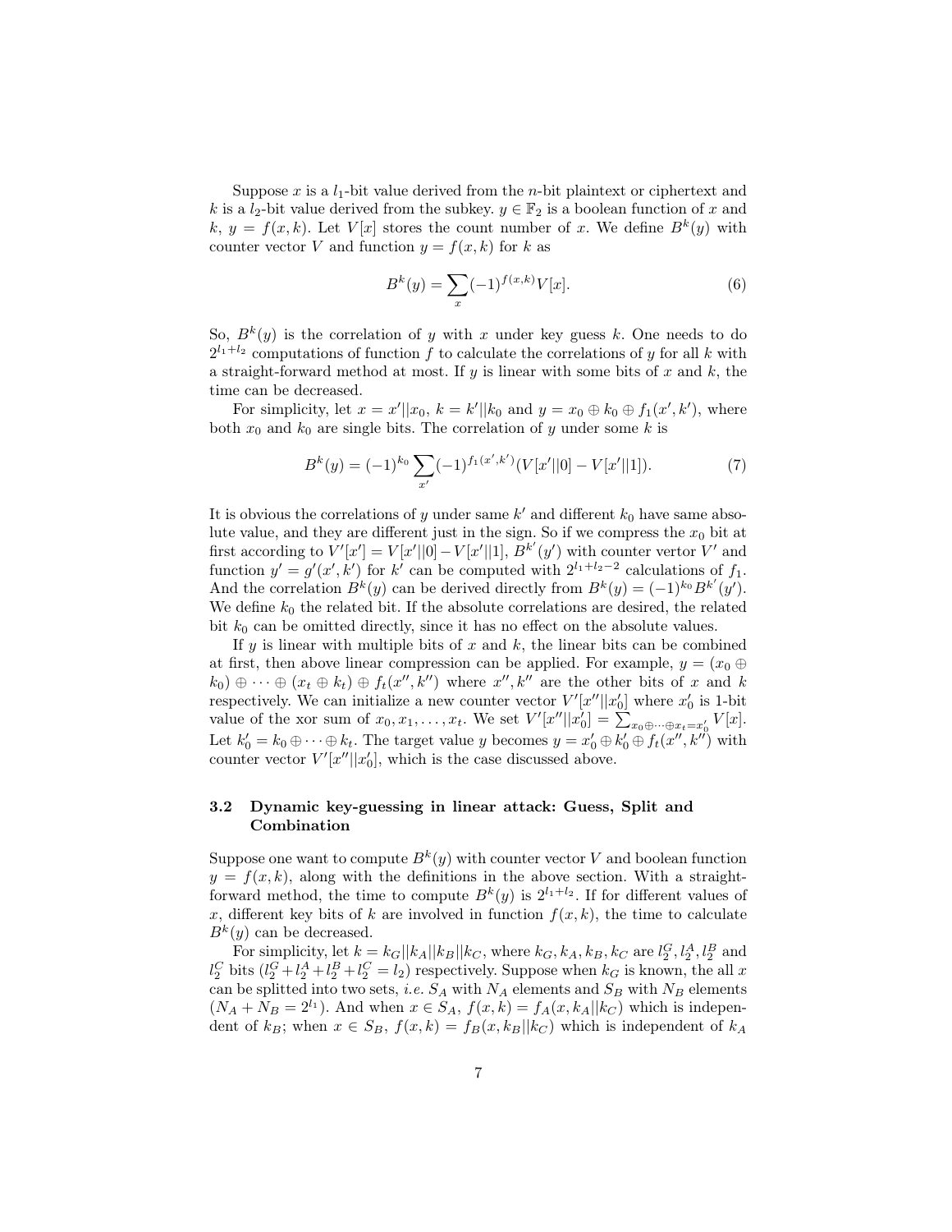Suppose $x$ is a $l_1$-bit value derived from the $n$-bit plaintext or ciphertext and $k$ is a $l_2$-bit value derived from the subkey. $y \in \mathbb{F}_2$ is a boolean function of $x$ and $k$, $y = f(x, k)$. Let $V[x]$ stores the count number of $x$. We define $B^k(y)$ with counter vector $V$ and function $y = f(x, k)$ for $k$ as

$$B^k(y) = \sum_x (-1)^{f(x,k)} V[x]. \tag{6}$$

So, $B^k(y)$ is the correlation of $y$ with $x$ under key guess $k$. One needs to do $2^{l_1+l_2}$ computations of function $f$ to calculate the correlations of $y$ for all $k$ with a straight-forward method at most. If $y$ is linear with some bits of $x$ and $k$, the time can be decreased.

For simplicity, let $x = x'||x_0$, $k = k'||k_0$ and $y = x_0 \oplus k_0 \oplus f_1(x', k')$, where both $x_0$ and $k_0$ are single bits. The correlation of $y$ under some $k$ is

$$B^k(y) = (-1)^{k_0} \sum_{x'} (-1)^{f_1(x',k')} (V[x'||0] - V[x'||1]). \tag{7}$$

It is obvious the correlations of $y$ under same $k'$ and different $k_0$ have same absolute value, and they are different just in the sign. So if we compress the $x_0$ bit at first according to $V'[x'] = V[x'||0] - V[x'||1]$, $B^{k'}(y')$ with counter vertor $V'$ and function $y' = g'(x', k')$ for $k'$ can be computed with $2^{l_1+l_2-2}$ calculations of $f_1$. And the correlation $B^k(y)$ can be derived directly from $B^k(y) = (-1)^{k_0} B^{k'}(y')$. We define $k_0$ the related bit. If the absolute correlations are desired, the related bit $k_0$ can be omitted directly, since it has no effect on the absolute values.

If $y$ is linear with multiple bits of $x$ and $k$, the linear bits can be combined at first, then above linear compression can be applied. For example, $y = (x_0 \oplus k_0) \oplus \cdots \oplus (x_t \oplus k_t) \oplus f_t(x'', k'')$ where $x'', k''$ are the other bits of $x$ and $k$ respectively. We can initialize a new counter vector $V'[x''||x_0']$ where $x_0'$ is 1-bit value of the xor sum of $x_0, x_1, \ldots, x_t$. We set $V'[x''||x_0'] = \sum_{x_0 \oplus \cdots \oplus x_t = x_0'} V[x]$. Let $k_0' = k_0 \oplus \cdots \oplus k_t$. The target value $y$ becomes $y = x_0' \oplus k_0' \oplus f_t(x'', k'')$ with counter vector $V'[x''||x_0']$, which is the case discussed above.

### 3.2 Dynamic key-guessing in linear attack: Guess, Split and Combination

Suppose one want to compute $B^k(y)$ with counter vector $V$ and boolean function $y = f(x, k)$, along with the definitions in the above section. With a straight-forward method, the time to compute $B^k(y)$ is $2^{l_1+l_2}$. If for different values of $x$, different key bits of $k$ are involved in function $f(x, k)$, the time to calculate $B^k(y)$ can be decreased.

For simplicity, let $k = k_G||k_A||k_B||k_C$, where $k_G, k_A, k_B, k_C$ are $l_2^G, l_2^A, l_2^B$ and $l_2^C$ bits ($l_2^G + l_2^A + l_2^B + l_2^C = l_2$) respectively. Suppose when $k_G$ is known, the all $x$ can be splitted into two sets, *i.e.* $S_A$ with $N_A$ elements and $S_B$ with $N_B$ elements ($N_A + N_B = 2^{l_1}$). And when $x \in S_A$, $f(x, k) = f_A(x, k_A||k_C)$ which is independent of $k_B$; when $x \in S_B$, $f(x, k) = f_B(x, k_B||k_C)$ which is independent of $k_A$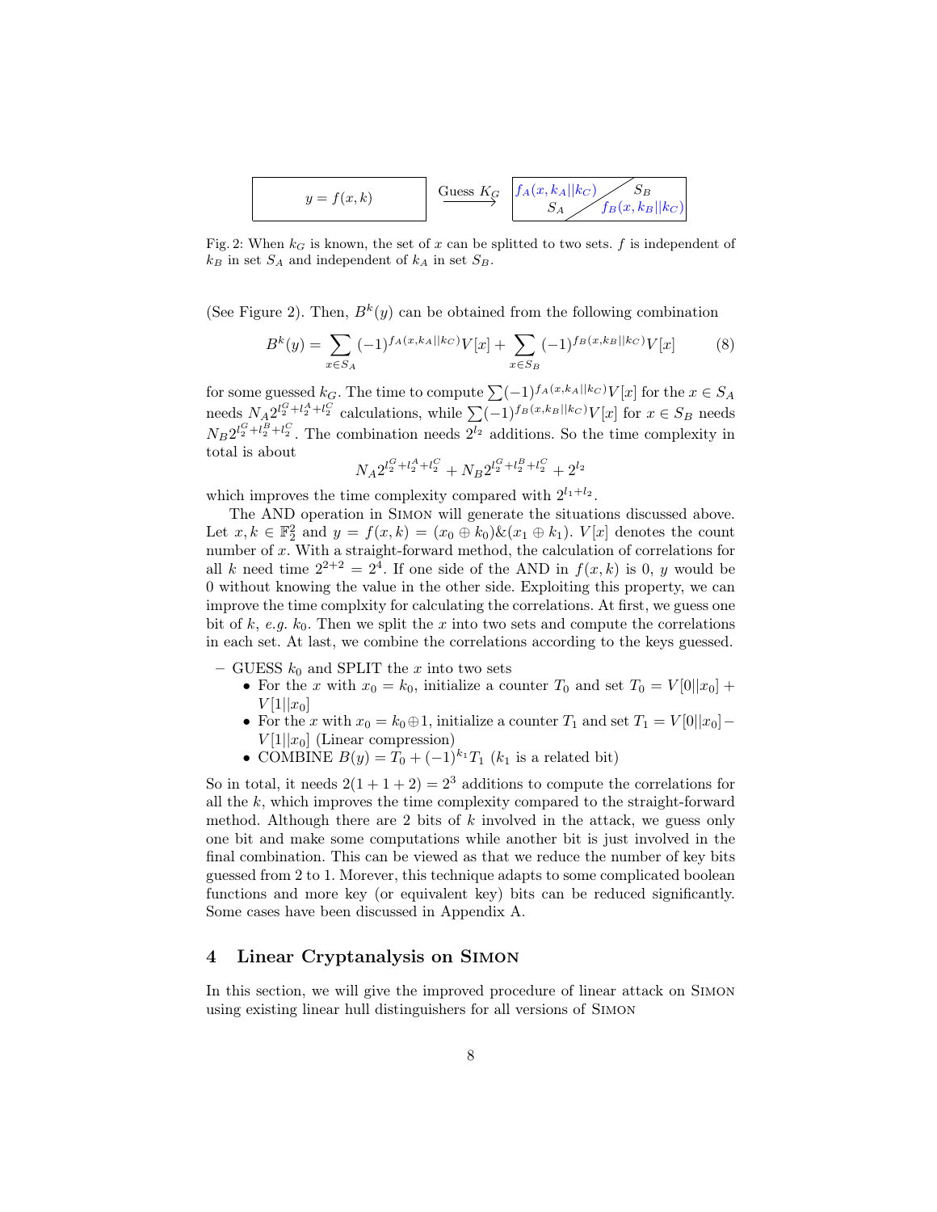$y = f(x, k)$ $\xrightarrow{\text{Guess } K_G}$ $f_A(x, k_A || k_C)$ $S_B$ $S_A$ $f_B(x, k_B || k_C)$

Fig. 2: When $k_G$ is known, the set of $x$ can be splitted to two sets. $f$ is independent of $k_B$ in set $S_A$ and independent of $k_A$ in set $S_B$.

(See Figure 2). Then, $B^k(y)$ can be obtained from the following combination

$$B^k(y) = \sum_{x \in S_A} (-1)^{f_A(x, k_A || k_C)} V[x] + \sum_{x \in S_B} (-1)^{f_B(x, k_B || k_C)} V[x] \tag{8}$$

for some guessed $k_G$. The time to compute $\sum (-1)^{f_A(x, k_A || k_C)} V[x]$ for the $x \in S_A$ needs $N_A 2^{l_2^G + l_2^A + l_2^C}$ calculations, while $\sum (-1)^{f_B(x, k_B || k_C)} V[x]$ for $x \in S_B$ needs $N_B 2^{l_2^G + l_2^B + l_2^C}$. The combination needs $2^{l_2}$ additions. So the time complexity in total is about

$$N_A 2^{l_2^G + l_2^A + l_2^C} + N_B 2^{l_2^G + l_2^B + l_2^C} + 2^{l_2}$$

which improves the time complexity compared with $2^{l_1 + l_2}$.

The AND operation in Simon will generate the situations discussed above. Let $x, k \in \mathbb{F}_2^2$ and $y = f(x, k) = (x_0 \oplus k_0) \& (x_1 \oplus k_1)$. $V[x]$ denotes the count number of $x$. With a straight-forward method, the calculation of correlations for all $k$ need time $2^{2+2} = 2^4$. If one side of the AND in $f(x, k)$ is 0, $y$ would be 0 without knowing the value in the other side. Exploiting this property, we can improve the time complxity for calculating the correlations. At first, we guess one bit of $k$, *e.g.* $k_0$. Then we split the $x$ into two sets and compute the correlations in each set. At last, we combine the correlations according to the keys guessed.

- GUESS $k_0$ and SPLIT the $x$ into two sets
  - For the $x$ with $x_0 = k_0$, initialize a counter $T_0$ and set $T_0 = V[0||x_0] + V[1||x_0]$
  - For the $x$ with $x_0 = k_0 \oplus 1$, initialize a counter $T_1$ and set $T_1 = V[0||x_0] - V[1||x_0]$ (Linear compression)
  - COMBINE $B(y) = T_0 + (-1)^{k_1} T_1$ ($k_1$ is a related bit)

So in total, it needs $2(1 + 1 + 2) = 2^3$ additions to compute the correlations for all the $k$, which improves the time complexity compared to the straight-forward method. Although there are 2 bits of $k$ involved in the attack, we guess only one bit and make some computations while another bit is just involved in the final combination. This can be viewed as that we reduce the number of key bits guessed from 2 to 1. Morever, this technique adapts to some complicated boolean functions and more key (or equivalent key) bits can be reduced significantly. Some cases have been discussed in Appendix A.

## 4 Linear Cryptanalysis on Simon

In this section, we will give the improved procedure of linear attack on Simon using existing linear hull distinguishers for all versions of Simon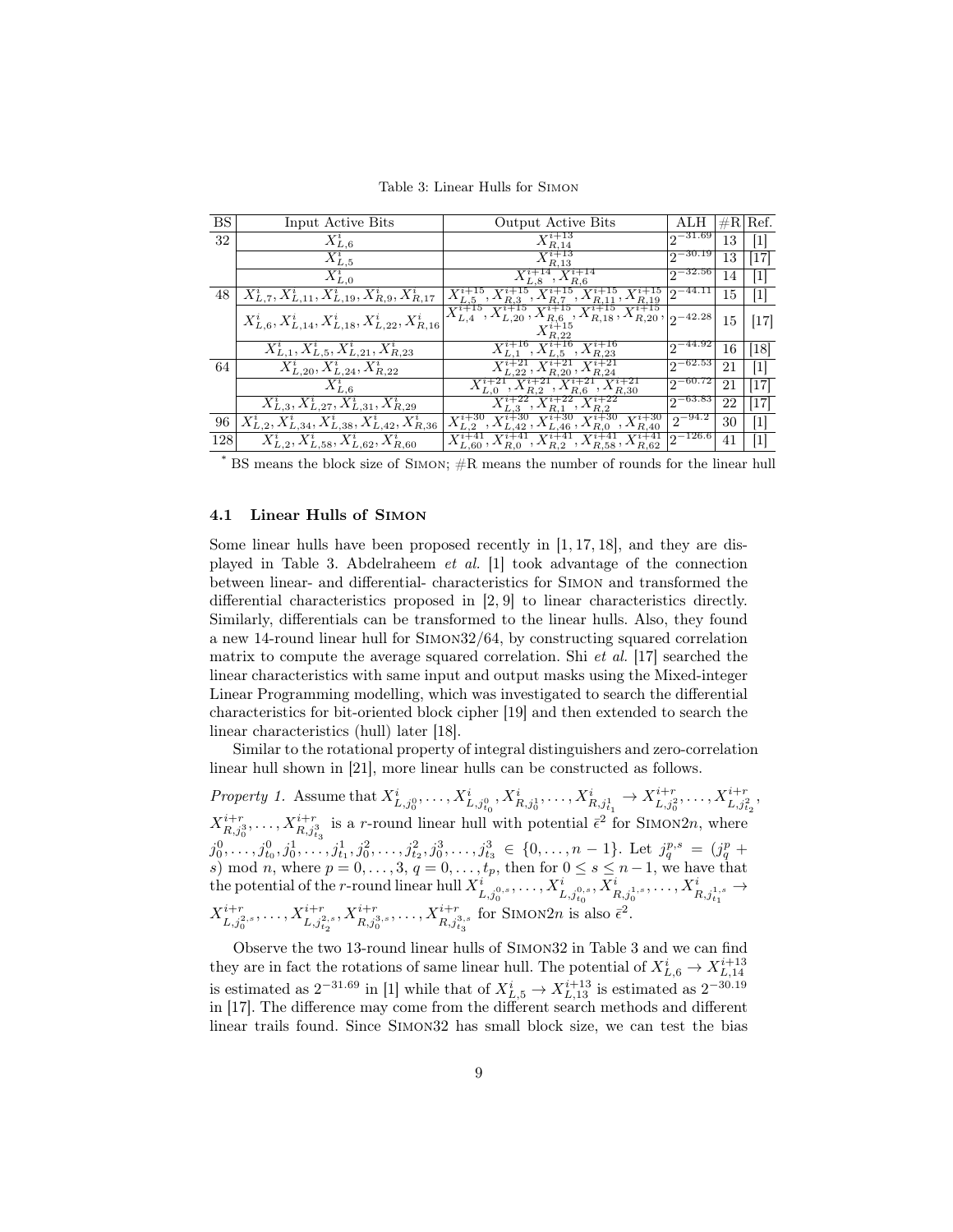Table 3: Linear Hulls for SIMON

| BS | Input Active Bits | Output Active Bits | ALH | #R | Ref. |
|---|---|---|---|---|---|
| 32 | $X^i_{L,6}$ | $X^{i+13}_{R,14}$ | $2^{-31.69}$ | 13 | [1] |
| | $X^i_{L,5}$ | $X^{i+13}_{R,13}$ | $2^{-30.19}$ | 13 | [17] |
| | $X^i_{L,0}$ | $X^{i+14}_{L,8}, X^{i+14}_{R,6}$ | $2^{-32.56}$ | 14 | [1] |
| 48 | $X^i_{L,7}, X^i_{L,11}, X^i_{L,19}, X^i_{R,9}, X^i_{R,17}$ | $X^{i+15}_{L,5}, X^{i+15}_{R,3}, X^{i+15}_{R,7}, X^{i+15}_{R,11}, X^{i+15}_{R,19}$ | $2^{-44.11}$ | 15 | [1] |
| | $X^i_{L,6}, X^i_{L,14}, X^i_{L,18}, X^i_{L,22}, X^i_{R,16}$ | $X^{i+15}_{L,4}, X^{i+15}_{L,20}, X^{i+15}_{R,6}, X^{i+15}_{R,18}, X^{i+15}_{R,20}, X^{i+15}_{R,22}$ | $2^{-42.28}$ | 15 | [17] |
| | $X^i_{L,1}, X^i_{L,5}, X^i_{L,21}, X^i_{R,23}$ | $X^{i+16}_{L,1}, X^{i+16}_{L,5}, X^{i+16}_{R,23}$ | $2^{-44.92}$ | 16 | [18] |
| 64 | $X^i_{L,20}, X^i_{L,24}, X^i_{R,22}$ | $X^{i+21}_{L,22}, X^{i+21}_{R,20}, X^{i+21}_{R,24}$ | $2^{-62.53}$ | 21 | [1] |
| | $X^i_{L,6}$ | $X^{i+21}_{L,0}, X^{i+21}_{R,2}, X^{i+21}_{R,6}, X^{i+21}_{R,30}$ | $2^{-60.72}$ | 21 | [17] |
| | $X^i_{L,3}, X^i_{L,27}, X^i_{L,31}, X^i_{R,29}$ | $X^{i+22}_{L,3}, X^{i+22}_{R,1}, X^{i+22}_{R,2}$ | $2^{-63.83}$ | 22 | [17] |
| 96 | $X^i_{L,2}, X^i_{L,34}, X^i_{L,38}, X^i_{L,42}, X^i_{R,36}$ | $X^{i+30}_{L,2}, X^{i+30}_{L,42}, X^{i+30}_{L,46}, X^{i+30}_{R,0}, X^{i+30}_{R,40}$ | $2^{-94.2}$ | 30 | [1] |
| 128 | $X^i_{L,2}, X^i_{L,58}, X^i_{L,62}, X^i_{R,60}$ | $X^{i+41}_{L,60}, X^{i+41}_{R,0}, X^{i+41}_{R,2}, X^{i+41}_{R,58}, X^{i+41}_{R,62}$ | $2^{-126.6}$ | 41 | [1] |

\* BS means the block size of SIMON; #R means the number of rounds for the linear hull

### 4.1 Linear Hulls of SIMON

Some linear hulls have been proposed recently in [1, 17, 18], and they are displayed in Table 3. Abdelraheem *et al.* [1] took advantage of the connection between linear- and differential- characteristics for SIMON and transformed the differential characteristics proposed in [2, 9] to linear characteristics directly. Similarly, differentials can be transformed to the linear hulls. Also, they found a new 14-round linear hull for SIMON32/64, by constructing squared correlation matrix to compute the average squared correlation. Shi *et al.* [17] searched the linear characteristics with same input and output masks using the Mixed-integer Linear Programming modelling, which was investigated to search the differential characteristics for bit-oriented block cipher [19] and then extended to search the linear characteristics (hull) later [18].

Similar to the rotational property of integral distinguishers and zero-correlation linear hull shown in [21], more linear hulls can be constructed as follows.

*Property 1.* Assume that $X^i_{L,j^0_0}, \ldots, X^i_{L,j^0_{t_0}}, X^i_{R,j^1_0}, \ldots, X^i_{R,j^1_{t_1}} \rightarrow X^{i+r}_{L,j^2_0}, \ldots, X^{i+r}_{L,j^2_{t_2}}, X^{i+r}_{R,j^3_0}, \ldots, X^{i+r}_{R,j^3_{t_3}}$ is a $r$-round linear hull with potential $\bar{\epsilon}^2$ for SIMON$2n$, where $j^0_0, \ldots, j^0_{t_0}, j^1_0, \ldots, j^1_{t_1}, j^2_0, \ldots, j^2_{t_2}, j^3_0, \ldots, j^3_{t_3} \in \{0, \ldots, n-1\}$. Let $j^{p,s}_q = (j^p_q + s) \bmod n$, where $p = 0, \ldots, 3$, $q = 0, \ldots, t_p$, then for $0 \le s \le n-1$, we have that the potential of the $r$-round linear hull $X^i_{L,j^{0,s}_0}, \ldots, X^i_{L,j^{0,s}_{t_0}}, X^i_{R,j^{1,s}_0}, \ldots, X^i_{R,j^{1,s}_{t_1}} \rightarrow X^{i+r}_{L,j^{2,s}_0}, \ldots, X^{i+r}_{L,j^{2,s}_{t_2}}, X^{i+r}_{R,j^{3,s}_0}, \ldots, X^{i+r}_{R,j^{3,s}_{t_3}}$ for SIMON$2n$ is also $\bar{\epsilon}^2$.

Observe the two 13-round linear hulls of SIMON32 in Table 3 and we can find they are in fact the rotations of same linear hull. The potential of $X^i_{L,6} \rightarrow X^{i+13}_{L,14}$ is estimated as $2^{-31.69}$ in [1] while that of $X^i_{L,5} \rightarrow X^{i+13}_{L,13}$ is estimated as $2^{-30.19}$ in [17]. The difference may come from the different search methods and different linear trails found. Since SIMON32 has small block size, we can test the bias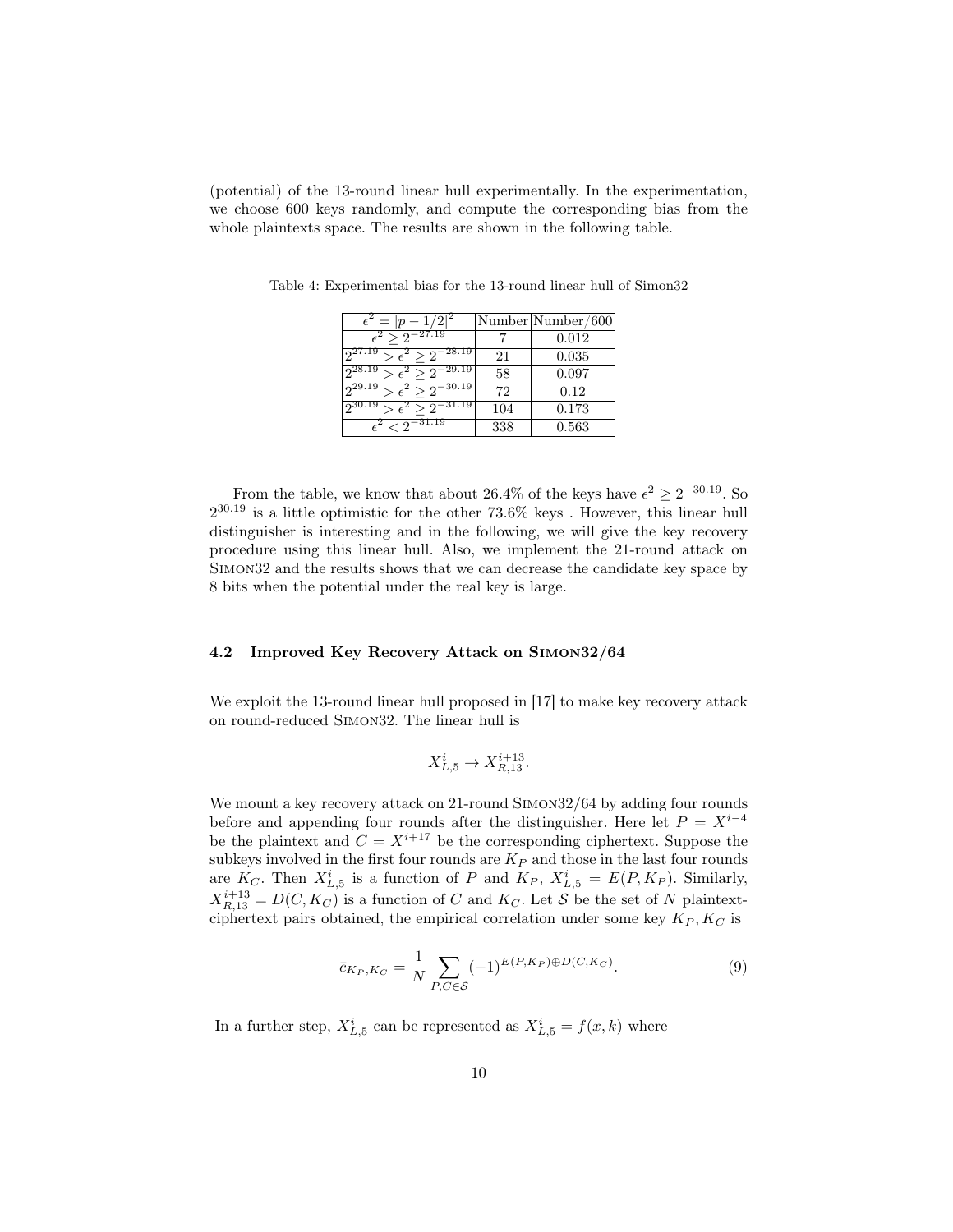(potential) of the 13-round linear hull experimentally. In the experimentation, we choose 600 keys randomly, and compute the corresponding bias from the whole plaintexts space. The results are shown in the following table.

Table 4: Experimental bias for the 13-round linear hull of Simon32

| $\epsilon^2 = \lvert p - 1/2 \rvert^2$ | Number | Number/600 |
|---|---|---|
| $\epsilon^2 \geq 2^{-27.19}$ | 7 | 0.012 |
| $2^{27.19} > \epsilon^2 \geq 2^{-28.19}$ | 21 | 0.035 |
| $2^{28.19} > \epsilon^2 \geq 2^{-29.19}$ | 58 | 0.097 |
| $2^{29.19} > \epsilon^2 \geq 2^{-30.19}$ | 72 | 0.12 |
| $2^{30.19} > \epsilon^2 \geq 2^{-31.19}$ | 104 | 0.173 |
| $\epsilon^2 < 2^{-31.19}$ | 338 | 0.563 |

From the table, we know that about 26.4% of the keys have $\epsilon^2 \geq 2^{-30.19}$. So $2^{30.19}$ is a little optimistic for the other 73.6% keys . However, this linear hull distinguisher is interesting and in the following, we will give the key recovery procedure using this linear hull. Also, we implement the 21-round attack on Simon32 and the results shows that we can decrease the candidate key space by 8 bits when the potential under the real key is large.

### 4.2 Improved Key Recovery Attack on Simon32/64

We exploit the 13-round linear hull proposed in [17] to make key recovery attack on round-reduced Simon32. The linear hull is

$$X^i_{L,5} \rightarrow X^{i+13}_{R,13}.$$

We mount a key recovery attack on 21-round Simon32/64 by adding four rounds before and appending four rounds after the distinguisher. Here let $P = X^{i-4}$ be the plaintext and $C = X^{i+17}$ be the corresponding ciphertext. Suppose the subkeys involved in the first four rounds are $K_P$ and those in the last four rounds are $K_C$. Then $X^i_{L,5}$ is a function of $P$ and $K_P$, $X^i_{L,5} = E(P, K_P)$. Similarly, $X^{i+13}_{R,13} = D(C, K_C)$ is a function of $C$ and $K_C$. Let $\mathcal{S}$ be the set of $N$ plaintext-ciphertext pairs obtained, the empirical correlation under some key $K_P, K_C$ is

$$\bar{c}_{K_P,K_C} = \frac{1}{N} \sum_{P,C \in \mathcal{S}} (-1)^{E(P,K_P) \oplus D(C,K_C)}. \tag{9}$$

In a further step, $X^i_{L,5}$ can be represented as $X^i_{L,5} = f(x, k)$ where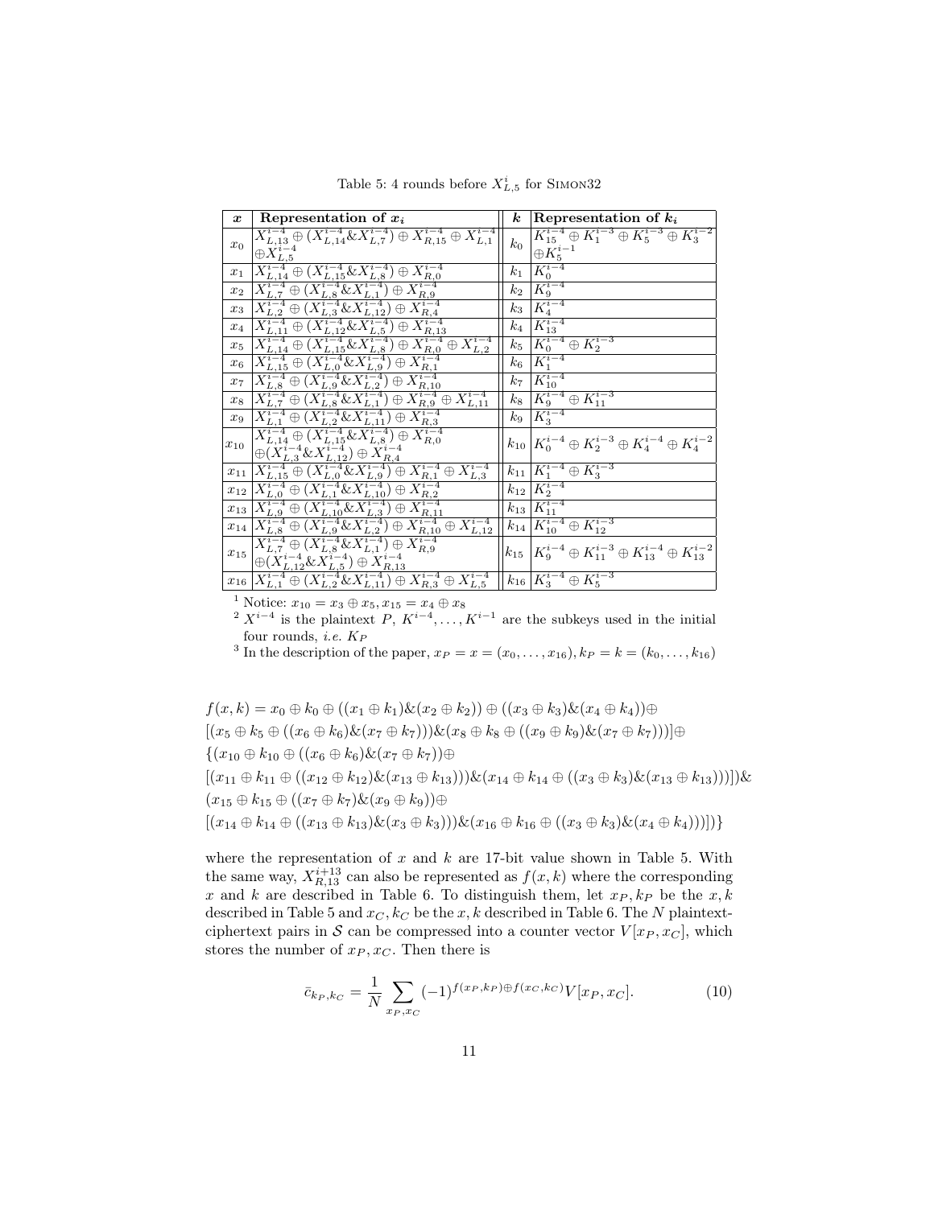Table 5: 4 rounds before $X^{i}_{L,5}$ for Simon32

| $\boldsymbol{x}$ | Representation of $\boldsymbol{x_i}$ | $\boldsymbol{k}$ | Representation of $\boldsymbol{k_i}$ |
|---|---|---|---|
| $x_0$ | $X^{i-4}_{L,13} \oplus (X^{i-4}_{L,14} \& X^{i-4}_{L,7}) \oplus X^{i-4}_{R,15} \oplus X^{i-4}_{L,1} \oplus X^{i-4}_{L,5}$ | $k_0$ | $K^{i-4}_{15} \oplus K^{i-3}_{1} \oplus K^{i-3}_{5} \oplus K^{i-2}_{3} \oplus K^{i-1}_{5}$ |
| $x_1$ | $X^{i-4}_{L,14} \oplus (X^{i-4}_{L,15} \& X^{i-4}_{L,8}) \oplus X^{i-4}_{R,0}$ | $k_1$ | $K^{i-4}_{0}$ |
| $x_2$ | $X^{i-4}_{L,7} \oplus (X^{i-4}_{L,8} \& X^{i-4}_{L,1}) \oplus X^{i-4}_{R,9}$ | $k_2$ | $K^{i-4}_{9}$ |
| $x_3$ | $X^{i-4}_{L,2} \oplus (X^{i-4}_{L,3} \& X^{i-4}_{L,12}) \oplus X^{i-4}_{R,4}$ | $k_3$ | $K^{i-4}_{4}$ |
| $x_4$ | $X^{i-4}_{L,11} \oplus (X^{i-4}_{L,12} \& X^{i-4}_{L,5}) \oplus X^{i-4}_{R,13}$ | $k_4$ | $K^{i-4}_{13}$ |
| $x_5$ | $X^{i-4}_{L,14} \oplus (X^{i-4}_{L,15} \& X^{i-4}_{L,8}) \oplus X^{i-4}_{R,0} \oplus X^{i-4}_{L,2}$ | $k_5$ | $K^{i-4}_{0} \oplus K^{i-3}_{2}$ |
| $x_6$ | $X^{i-4}_{L,15} \oplus (X^{i-4}_{L,0} \& X^{i-4}_{L,9}) \oplus X^{i-4}_{R,1}$ | $k_6$ | $K^{i-4}_{1}$ |
| $x_7$ | $X^{i-4}_{L,8} \oplus (X^{i-4}_{L,9} \& X^{i-4}_{L,2}) \oplus X^{i-4}_{R,10}$ | $k_7$ | $K^{i-4}_{10}$ |
| $x_8$ | $X^{i-4}_{L,7} \oplus (X^{i-4}_{L,8} \& X^{i-4}_{L,1}) \oplus X^{i-4}_{R,9} \oplus X^{i-4}_{L,11}$ | $k_8$ | $K^{i-4}_{9} \oplus K^{i-3}_{11}$ |
| $x_9$ | $X^{i-4}_{L,1} \oplus (X^{i-4}_{L,2} \& X^{i-4}_{L,11}) \oplus X^{i-4}_{R,3}$ | $k_9$ | $K^{i-4}_{3}$ |
| $x_{10}$ | $X^{i-4}_{L,14} \oplus (X^{i-4}_{L,15} \& X^{i-4}_{L,8}) \oplus X^{i-4}_{R,0} \oplus (X^{i-4}_{L,3} \& X^{i-4}_{L,12}) \oplus X^{i-4}_{R,4}$ | $k_{10}$ | $K^{i-4}_{0} \oplus K^{i-3}_{2} \oplus K^{i-4}_{4} \oplus K^{i-2}_{4}$ |
| $x_{11}$ | $X^{i-4}_{L,15} \oplus (X^{i-4}_{L,0} \& X^{i-4}_{L,9}) \oplus X^{i-4}_{R,1} \oplus X^{i-4}_{L,3}$ | $k_{11}$ | $K^{i-4}_{1} \oplus K^{i-3}_{3}$ |
| $x_{12}$ | $X^{i-4}_{L,0} \oplus (X^{i-4}_{L,1} \& X^{i-4}_{L,10}) \oplus X^{i-4}_{R,2}$ | $k_{12}$ | $K^{i-4}_{2}$ |
| $x_{13}$ | $X^{i-4}_{L,9} \oplus (X^{i-4}_{L,10} \& X^{i-4}_{L,3}) \oplus X^{i-4}_{R,11}$ | $k_{13}$ | $K^{i-4}_{11}$ |
| $x_{14}$ | $X^{i-4}_{L,8} \oplus (X^{i-4}_{L,9} \& X^{i-4}_{L,2}) \oplus X^{i-4}_{R,10} \oplus X^{i-4}_{L,12}$ | $k_{14}$ | $K^{i-4}_{10} \oplus K^{i-3}_{12}$ |
| $x_{15}$ | $X^{i-4}_{L,7} \oplus (X^{i-4}_{L,8} \& X^{i-4}_{L,1}) \oplus X^{i-4}_{R,9} \oplus (X^{i-4}_{L,12} \& X^{i-4}_{L,5}) \oplus X^{i-4}_{R,13}$ | $k_{15}$ | $K^{i-4}_{9} \oplus K^{i-3}_{11} \oplus K^{i-4}_{13} \oplus K^{i-2}_{13}$ |
| $x_{16}$ | $X^{i-4}_{L,1} \oplus (X^{i-4}_{L,2} \& X^{i-4}_{L,11}) \oplus X^{i-4}_{R,3} \oplus X^{i-4}_{L,5}$ | $k_{16}$ | $K^{i-4}_{3} \oplus K^{i-3}_{5}$ |

[1] Notice: $x_{10} = x_3 \oplus x_5, x_{15} = x_4 \oplus x_8$

[2] $X^{i-4}$ is the plaintext $P$, $K^{i-4}, \ldots, K^{i-1}$ are the subkeys used in the initial four rounds, *i.e.* $K_P$

[3] In the description of the paper, $x_P = x = (x_0, \ldots, x_{16}), k_P = k = (k_0, \ldots, k_{16})$

$$
\begin{aligned}
f(x,k) = {} & x_0 \oplus k_0 \oplus ((x_1 \oplus k_1) \& (x_2 \oplus k_2)) \oplus ((x_3 \oplus k_3) \& (x_4 \oplus k_4)) \oplus \\
& [(x_5 \oplus k_5 \oplus ((x_6 \oplus k_6) \& (x_7 \oplus k_7))) \& (x_8 \oplus k_8 \oplus ((x_9 \oplus k_9) \& (x_7 \oplus k_7)))] \oplus \\
& \{(x_{10} \oplus k_{10} \oplus ((x_6 \oplus k_6) \& (x_7 \oplus k_7)) \oplus \\
& [(x_{11} \oplus k_{11} \oplus ((x_{12} \oplus k_{12}) \& (x_{13} \oplus k_{13}))) \& (x_{14} \oplus k_{14} \oplus ((x_3 \oplus k_3) \& (x_{13} \oplus k_{13})))]) \& \\
& (x_{15} \oplus k_{15} \oplus ((x_7 \oplus k_7) \& (x_9 \oplus k_9)) \oplus \\
& [(x_{14} \oplus k_{14} \oplus ((x_{13} \oplus k_{13}) \& (x_3 \oplus k_3))) \& (x_{16} \oplus k_{16} \oplus ((x_3 \oplus k_3) \& (x_4 \oplus k_4)))])\}
\end{aligned}
$$

where the representation of $x$ and $k$ are 17-bit value shown in Table 5. With the same way, $X^{i+13}_{R,13}$ can also be represented as $f(x,k)$ where the corresponding $x$ and $k$ are described in Table 6. To distinguish them, let $x_P, k_P$ be the $x, k$ described in Table 5 and $x_C, k_C$ be the $x, k$ described in Table 6. The $N$ plaintext-ciphertext pairs in $\mathcal{S}$ can be compressed into a counter vector $V[x_P, x_C]$, which stores the number of $x_P, x_C$. Then there is

$$
\bar{c}_{k_P,k_C} = \frac{1}{N} \sum_{x_P,x_C} (-1)^{f(x_P,k_P) \oplus f(x_C,k_C)} V[x_P, x_C]. \tag{10}
$$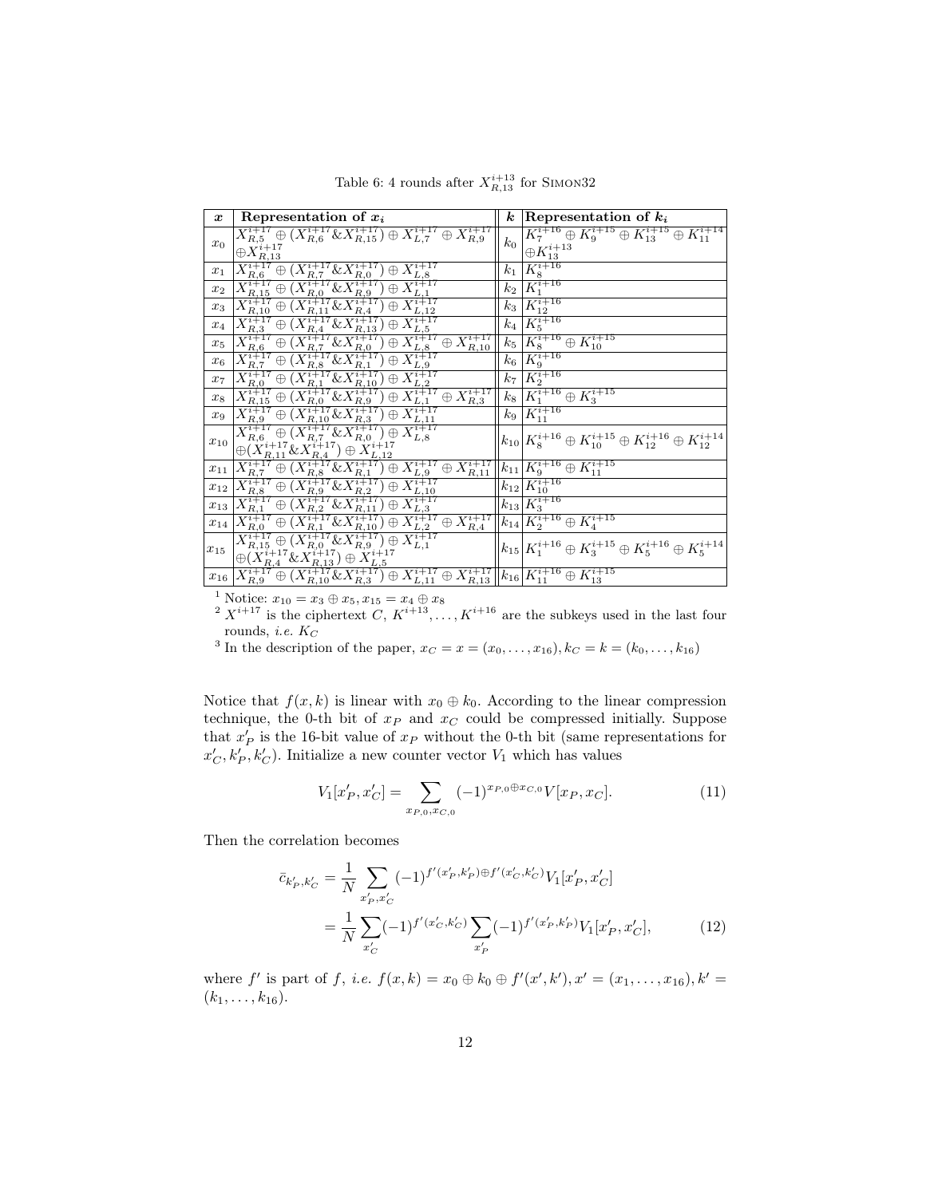Table 6: 4 rounds after $X_{R,13}^{i+13}$ for SIMON32

| $\boldsymbol{x}$ | Representation of $\boldsymbol{x_i}$ | $\boldsymbol{k}$ | Representation of $\boldsymbol{k_i}$ |
|---|---|---|---|
| $x_0$ | $X_{R,5}^{i+17} \oplus (X_{R,6}^{i+17} \& X_{R,15}^{i+17}) \oplus X_{L,7}^{i+17} \oplus X_{R,9}^{i+17}$ $\oplus X_{R,13}^{i+17}$ | $k_0$ | $K_7^{i+16} \oplus K_9^{i+15} \oplus K_{13}^{i+15} \oplus K_{11}^{i+14}$ $\oplus K_{13}^{i+13}$ |
| $x_1$ | $X_{R,6}^{i+17} \oplus (X_{R,7}^{i+17} \& X_{R,0}^{i+17}) \oplus X_{L,8}^{i+17}$ | $k_1$ | $K_8^{i+16}$ |
| $x_2$ | $X_{R,15}^{i+17} \oplus (X_{R,0}^{i+17} \& X_{R,9}^{i+17}) \oplus X_{L,1}^{i+17}$ | $k_2$ | $K_1^{i+16}$ |
| $x_3$ | $X_{R,10}^{i+17} \oplus (X_{R,11}^{i+17} \& X_{R,4}^{i+17}) \oplus X_{L,12}^{i+17}$ | $k_3$ | $K_{12}^{i+16}$ |
| $x_4$ | $X_{R,3}^{i+17} \oplus (X_{R,4}^{i+17} \& X_{R,13}^{i+17}) \oplus X_{L,5}^{i+17}$ | $k_4$ | $K_5^{i+16}$ |
| $x_5$ | $X_{R,6}^{i+17} \oplus (X_{R,7}^{i+17} \& X_{R,0}^{i+17}) \oplus X_{L,8}^{i+17} \oplus X_{R,10}^{i+17}$ | $k_5$ | $K_8^{i+16} \oplus K_{10}^{i+15}$ |
| $x_6$ | $X_{R,7}^{i+17} \oplus (X_{R,8}^{i+17} \& X_{R,1}^{i+17}) \oplus X_{L,9}^{i+17}$ | $k_6$ | $K_9^{i+16}$ |
| $x_7$ | $X_{R,0}^{i+17} \oplus (X_{R,1}^{i+17} \& X_{R,10}^{i+17}) \oplus X_{L,2}^{i+17}$ | $k_7$ | $K_2^{i+16}$ |
| $x_8$ | $X_{R,15}^{i+17} \oplus (X_{R,0}^{i+17} \& X_{R,9}^{i+17}) \oplus X_{L,1}^{i+17} \oplus X_{R,3}^{i+17}$ | $k_8$ | $K_1^{i+16} \oplus K_3^{i+15}$ |
| $x_9$ | $X_{R,9}^{i+17} \oplus (X_{R,10}^{i+17} \& X_{R,3}^{i+17}) \oplus X_{L,11}^{i+17}$ | $k_9$ | $K_{11}^{i+16}$ |
| $x_{10}$ | $X_{R,6}^{i+17} \oplus (X_{R,7}^{i+17} \& X_{R,0}^{i+17}) \oplus X_{L,8}^{i+17}$ $\oplus (X_{R,11}^{i+17} \& X_{R,4}^{i+17}) \oplus X_{L,12}^{i+17}$ | $k_{10}$ | $K_8^{i+16} \oplus K_{10}^{i+15} \oplus K_{12}^{i+16} \oplus K_{12}^{i+14}$ |
| $x_{11}$ | $X_{R,7}^{i+17} \oplus (X_{R,8}^{i+17} \& X_{R,1}^{i+17}) \oplus X_{L,9}^{i+17} \oplus X_{R,11}^{i+17}$ | $k_{11}$ | $K_9^{i+16} \oplus K_{11}^{i+15}$ |
| $x_{12}$ | $X_{R,8}^{i+17} \oplus (X_{R,9}^{i+17} \& X_{R,2}^{i+17}) \oplus X_{L,10}^{i+17}$ | $k_{12}$ | $K_{10}^{i+16}$ |
| $x_{13}$ | $X_{R,1}^{i+17} \oplus (X_{R,2}^{i+17} \& X_{R,11}^{i+17}) \oplus X_{L,3}^{i+17}$ | $k_{13}$ | $K_3^{i+16}$ |
| $x_{14}$ | $X_{R,0}^{i+17} \oplus (X_{R,1}^{i+17} \& X_{R,10}^{i+17}) \oplus X_{L,2}^{i+17} \oplus X_{R,4}^{i+17}$ | $k_{14}$ | $K_2^{i+16} \oplus K_4^{i+15}$ |
| $x_{15}$ | $X_{R,15}^{i+17} \oplus (X_{R,0}^{i+17} \& X_{R,9}^{i+17}) \oplus X_{L,1}^{i+17}$ $\oplus (X_{R,4}^{i+17} \& X_{R,13}^{i+17}) \oplus X_{L,5}^{i+17}$ | $k_{15}$ | $K_1^{i+16} \oplus K_3^{i+15} \oplus K_5^{i+16} \oplus K_5^{i+14}$ |
| $x_{16}$ | $X_{R,9}^{i+17} \oplus (X_{R,10}^{i+17} \& X_{R,3}^{i+17}) \oplus X_{L,11}^{i+17} \oplus X_{R,13}^{i+17}$ | $k_{16}$ | $K_{11}^{i+16} \oplus K_{13}^{i+15}$ |

[1] Notice: $x_{10} = x_3 \oplus x_5, x_{15} = x_4 \oplus x_8$

[2] $X^{i+17}$ is the ciphertext $C$, $K^{i+13}, \ldots, K^{i+16}$ are the subkeys used in the last four rounds, *i.e.* $K_C$

[3] In the description of the paper, $x_C = x = (x_0, \ldots, x_{16}), k_C = k = (k_0, \ldots, k_{16})$

Notice that $f(x, k)$ is linear with $x_0 \oplus k_0$. According to the linear compression technique, the 0-th bit of $x_P$ and $x_C$ could be compressed initially. Suppose that $x'_P$ is the 16-bit value of $x_P$ without the 0-th bit (same representations for $x'_C, k'_P, k'_C$). Initialize a new counter vector $V_1$ which has values

$$V_1[x'_P, x'_C] = \sum_{x_{P,0}, x_{C,0}} (-1)^{x_{P,0} \oplus x_{C,0}} V[x_P, x_C]. \tag{11}$$

Then the correlation becomes

$$\begin{aligned}
\bar{c}_{k'_P, k'_C} &= \frac{1}{N} \sum_{x'_P, x'_C} (-1)^{f'(x'_P, k'_P) \oplus f'(x'_C, k'_C)} V_1[x'_P, x'_C] \\
&= \frac{1}{N} \sum_{x'_C} (-1)^{f'(x'_C, k'_C)} \sum_{x'_P} (-1)^{f'(x'_P, k'_P)} V_1[x'_P, x'_C],
\end{aligned} \tag{12}$$

where $f'$ is part of $f$, *i.e.* $f(x, k) = x_0 \oplus k_0 \oplus f'(x', k'), x' = (x_1, \ldots, x_{16}), k' = (k_1, \ldots, k_{16})$.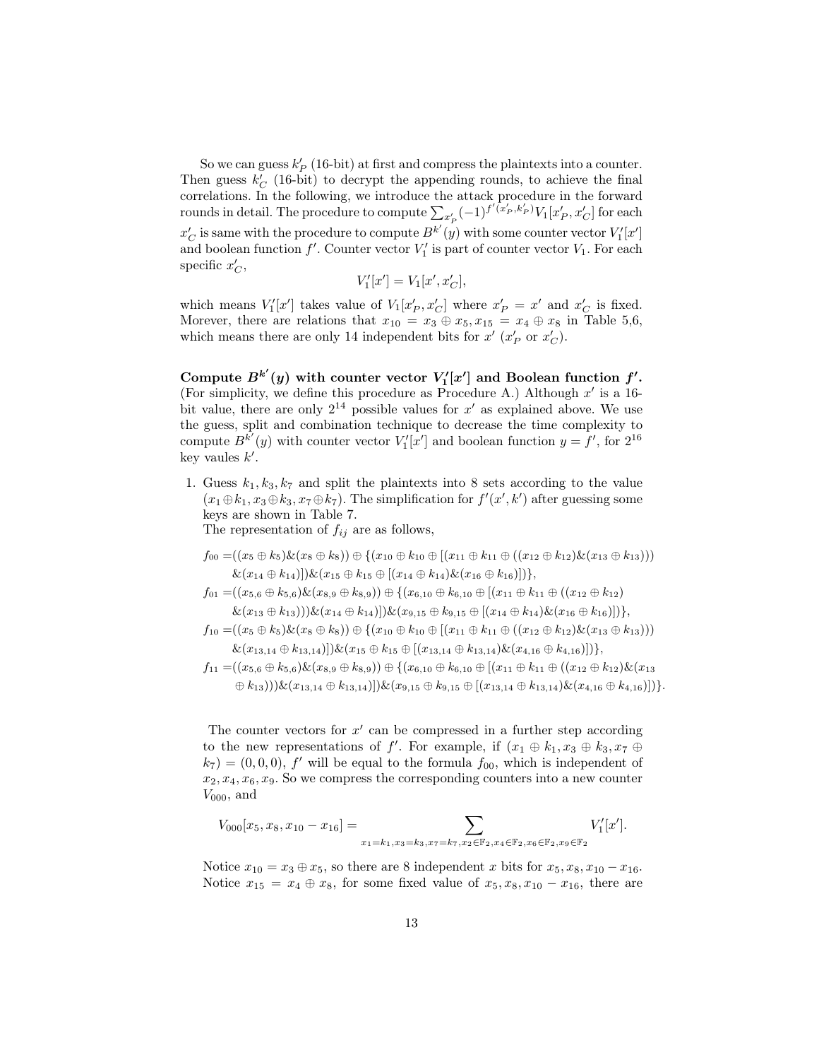So we can guess $k'_P$ (16-bit) at first and compress the plaintexts into a counter. Then guess $k'_C$ (16-bit) to decrypt the appending rounds, to achieve the final correlations. In the following, we introduce the attack procedure in the forward rounds in detail. The procedure to compute $\sum_{x'_P}(-1)^{f'(x'_P,k'_P)}V_1[x'_P,x'_C]$ for each $x'_C$ is same with the procedure to compute $B^{k'}(y)$ with some counter vector $V'_1[x']$ and boolean function $f'$. Counter vector $V'_1$ is part of counter vector $V_1$. For each specific $x'_C$,

$$V'_1[x'] = V_1[x', x'_C],$$

which means $V'_1[x']$ takes value of $V_1[x'_P,x'_C]$ where $x'_P = x'$ and $x'_C$ is fixed. Morever, there are relations that $x_{10} = x_3 \oplus x_5, x_{15} = x_4 \oplus x_8$ in Table 5,6, which means there are only 14 independent bits for $x'$ ($x'_P$ or $x'_C$).

**Compute $B^{k'}(y)$ with counter vector $V'_1[x']$ and Boolean function $f'$.** (For simplicity, we define this procedure as Procedure A.) Although $x'$ is a 16-bit value, there are only $2^{14}$ possible values for $x'$ as explained above. We use the guess, split and combination technique to decrease the time complexity to compute $B^{k'}(y)$ with counter vector $V'_1[x']$ and boolean function $y = f'$, for $2^{16}$ key vaules $k'$.

1. Guess $k_1, k_3, k_7$ and split the plaintexts into 8 sets according to the value $(x_1 \oplus k_1, x_3 \oplus k_3, x_7 \oplus k_7)$. The simplification for $f'(x', k')$ after guessing some keys are shown in Table 7.
   The representation of $f_{ij}$ are as follows,

$$\begin{aligned}
f_{00} =& ((x_5 \oplus k_5)\&(x_8 \oplus k_8)) \oplus \{(x_{10} \oplus k_{10} \oplus [(x_{11} \oplus k_{11} \oplus ((x_{12} \oplus k_{12})\&(x_{13} \oplus k_{13})))\\
&\&(x_{14} \oplus k_{14})])\&(x_{15} \oplus k_{15} \oplus [(x_{14} \oplus k_{14})\&(x_{16} \oplus k_{16})])\},\\
f_{01} =& ((x_{5,6} \oplus k_{5,6})\&(x_{8,9} \oplus k_{8,9})) \oplus \{(x_{6,10} \oplus k_{6,10} \oplus [(x_{11} \oplus k_{11} \oplus ((x_{12} \oplus k_{12})\\
&\&(x_{13} \oplus k_{13})))\&(x_{14} \oplus k_{14})])\&(x_{9,15} \oplus k_{9,15} \oplus [(x_{14} \oplus k_{14})\&(x_{16} \oplus k_{16})])\},\\
f_{10} =& ((x_5 \oplus k_5)\&(x_8 \oplus k_8)) \oplus \{(x_{10} \oplus k_{10} \oplus [(x_{11} \oplus k_{11} \oplus ((x_{12} \oplus k_{12})\&(x_{13} \oplus k_{13})))\\
&\&(x_{13,14} \oplus k_{13,14})])\&(x_{15} \oplus k_{15} \oplus [(x_{13,14} \oplus k_{13,14})\&(x_{4,16} \oplus k_{4,16})])\},\\
f_{11} =& ((x_{5,6} \oplus k_{5,6})\&(x_{8,9} \oplus k_{8,9})) \oplus \{(x_{6,10} \oplus k_{6,10} \oplus [(x_{11} \oplus k_{11} \oplus ((x_{12} \oplus k_{12})\&(x_{13}\\
&\oplus k_{13})))\&(x_{13,14} \oplus k_{13,14})])\&(x_{9,15} \oplus k_{9,15} \oplus [(x_{13,14} \oplus k_{13,14})\&(x_{4,16} \oplus k_{4,16})])\}.
\end{aligned}$$

   The counter vectors for $x'$ can be compressed in a further step according to the new representations of $f'$. For example, if $(x_1 \oplus k_1, x_3 \oplus k_3, x_7 \oplus k_7) = (0,0,0)$, $f'$ will be equal to the formula $f_{00}$, which is independent of $x_2, x_4, x_6, x_9$. So we compress the corresponding counters into a new counter $V_{000}$, and

$$V_{000}[x_5, x_8, x_{10} - x_{16}] = \sum_{x_1=k_1,x_3=k_3,x_7=k_7,x_2\in\mathbb{F}_2,x_4\in\mathbb{F}_2,x_6\in\mathbb{F}_2,x_9\in\mathbb{F}_2} V'_1[x'].$$

   Notice $x_{10} = x_3 \oplus x_5$, so there are 8 independent $x$ bits for $x_5, x_8, x_{10} - x_{16}$. Notice $x_{15} = x_4 \oplus x_8$, for some fixed value of $x_5, x_8, x_{10} - x_{16}$, there are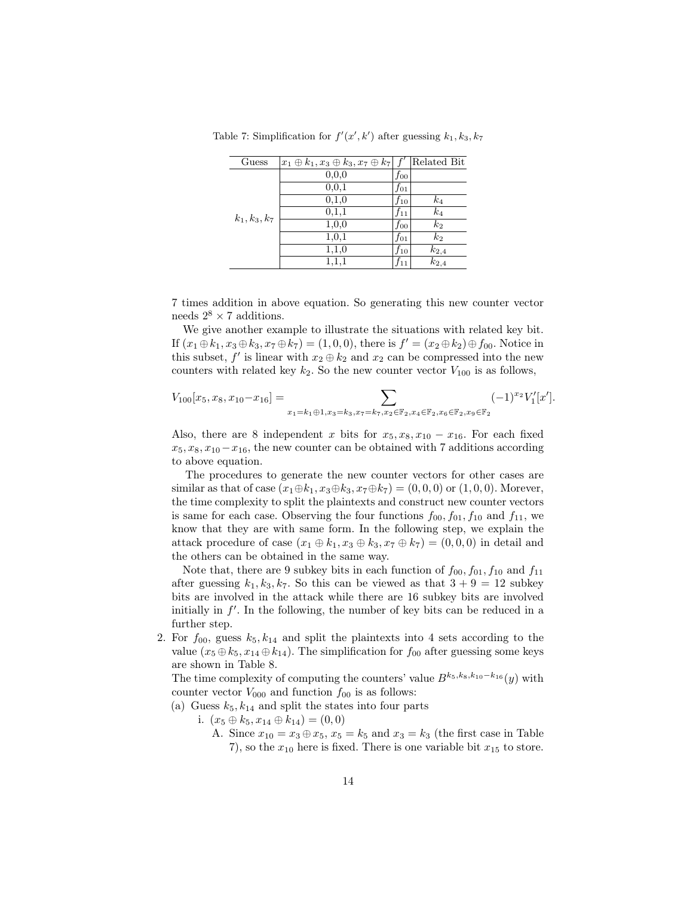Table 7: Simplification for $f'(x', k')$ after guessing $k_1, k_3, k_7$

| Guess | $x_1 \oplus k_1, x_3 \oplus k_3, x_7 \oplus k_7$ | $f'$ | Related Bit |
|---|---|---|---|
| $k_1, k_3, k_7$ | 0,0,0 | $f_{00}$ | |
| | 0,0,1 | $f_{01}$ | |
| | 0,1,0 | $f_{10}$ | $k_4$ |
| | 0,1,1 | $f_{11}$ | $k_4$ |
| | 1,0,0 | $f_{00}$ | $k_2$ |
| | 1,0,1 | $f_{01}$ | $k_2$ |
| | 1,1,0 | $f_{10}$ | $k_{2,4}$ |
| | 1,1,1 | $f_{11}$ | $k_{2,4}$ |

7 times addition in above equation. So generating this new counter vector needs $2^8 \times 7$ additions.

We give another example to illustrate the situations with related key bit. If $(x_1 \oplus k_1, x_3 \oplus k_3, x_7 \oplus k_7) = (1, 0, 0)$, there is $f' = (x_2 \oplus k_2) \oplus f_{00}$. Notice in this subset, $f'$ is linear with $x_2 \oplus k_2$ and $x_2$ can be compressed into the new counters with related key $k_2$. So the new counter vector $V_{100}$ is as follows,

$$V_{100}[x_5, x_8, x_{10} - x_{16}] = \sum_{x_1 = k_1 \oplus 1, x_3 = k_3, x_7 = k_7, x_2 \in \mathbb{F}_2, x_4 \in \mathbb{F}_2, x_6 \in \mathbb{F}_2, x_9 \in \mathbb{F}_2} (-1)^{x_2} V_1'[x'].$$

Also, there are 8 independent $x$ bits for $x_5, x_8, x_{10} - x_{16}$. For each fixed $x_5, x_8, x_{10} - x_{16}$, the new counter can be obtained with 7 additions according to above equation.

The procedures to generate the new counter vectors for other cases are similar as that of case $(x_1 \oplus k_1, x_3 \oplus k_3, x_7 \oplus k_7) = (0, 0, 0)$ or $(1, 0, 0)$. Morever, the time complexity to split the plaintexts and construct new counter vectors is same for each case. Observing the four functions $f_{00}, f_{01}, f_{10}$ and $f_{11}$, we know that they are with same form. In the following step, we explain the attack procedure of case $(x_1 \oplus k_1, x_3 \oplus k_3, x_7 \oplus k_7) = (0, 0, 0)$ in detail and the others can be obtained in the same way.

Note that, there are 9 subkey bits in each function of $f_{00}, f_{01}, f_{10}$ and $f_{11}$ after guessing $k_1, k_3, k_7$. So this can be viewed as that $3 + 9 = 12$ subkey bits are involved in the attack while there are 16 subkey bits are involved initially in $f'$. In the following, the number of key bits can be reduced in a further step.

2. For $f_{00}$, guess $k_5, k_{14}$ and split the plaintexts into 4 sets according to the value $(x_5 \oplus k_5, x_{14} \oplus k_{14})$. The simplification for $f_{00}$ after guessing some keys are shown in Table 8.
   The time complexity of computing the counters' value $B^{k_5, k_8, k_{10} - k_{16}}(y)$ with counter vector $V_{000}$ and function $f_{00}$ is as follows:
   (a) Guess $k_5, k_{14}$ and split the states into four parts
      i. $(x_5 \oplus k_5, x_{14} \oplus k_{14}) = (0, 0)$
         A. Since $x_{10} = x_3 \oplus x_5$, $x_5 = k_5$ and $x_3 = k_3$ (the first case in Table 7), so the $x_{10}$ here is fixed. There is one variable bit $x_{15}$ to store.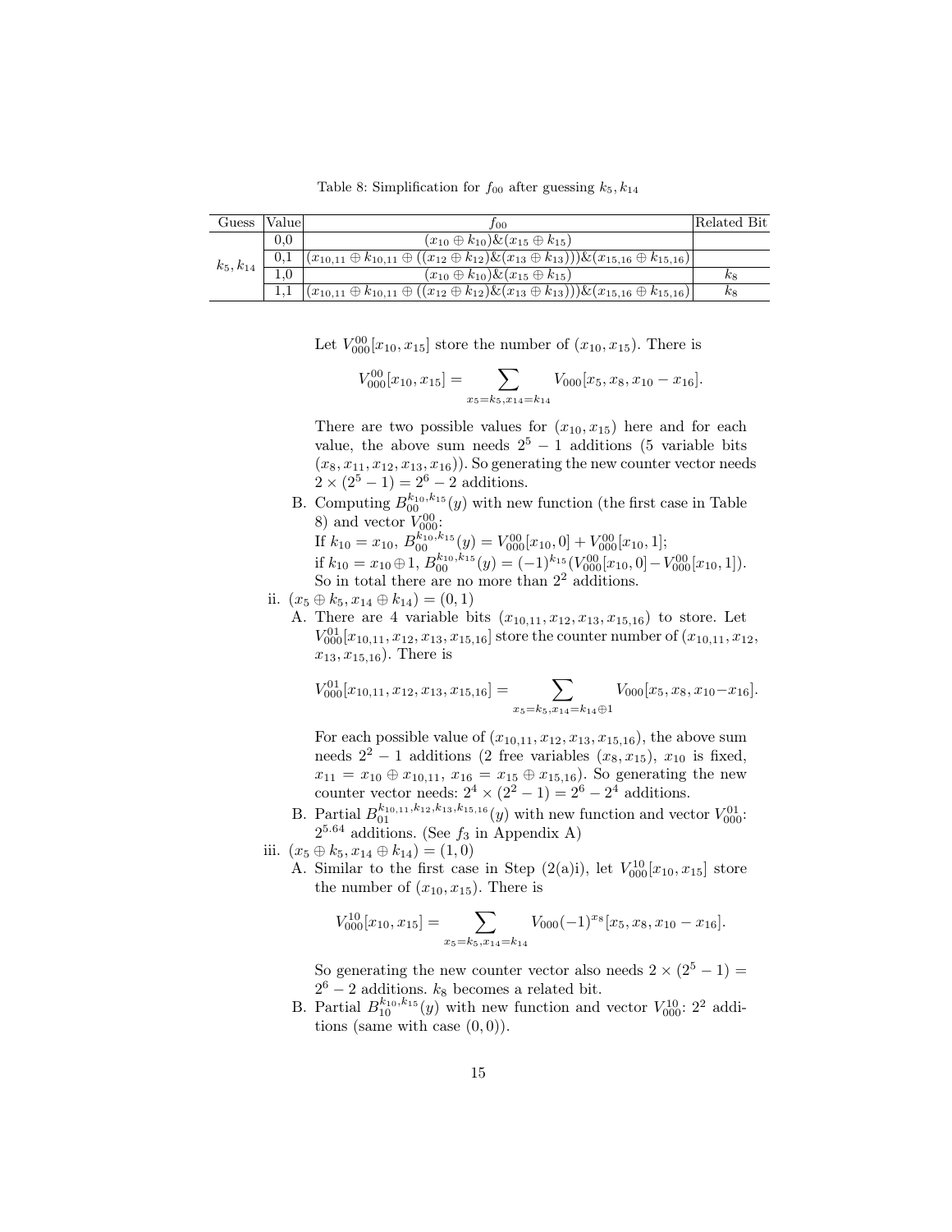Table 8: Simplification for $f_{00}$ after guessing $k_5, k_{14}$

| Guess | Value | $f_{00}$ | Related Bit |
|---|---|---|---|
| $k_5, k_{14}$ | 0,0 | $(x_{10} \oplus k_{10}) \& (x_{15} \oplus k_{15})$ | |
| | 0,1 | $(x_{10,11} \oplus k_{10,11} \oplus ((x_{12} \oplus k_{12}) \& (x_{13} \oplus k_{13}))) \& (x_{15,16} \oplus k_{15,16})$ | |
| | 1,0 | $(x_{10} \oplus k_{10}) \& (x_{15} \oplus k_{15})$ | $k_8$ |
| | 1,1 | $(x_{10,11} \oplus k_{10,11} \oplus ((x_{12} \oplus k_{12}) \& (x_{13} \oplus k_{13}))) \& (x_{15,16} \oplus k_{15,16})$ | $k_8$ |

Let $V_{000}^{00}[x_{10}, x_{15}]$ store the number of $(x_{10}, x_{15})$. There is

$$V_{000}^{00}[x_{10}, x_{15}] = \sum_{x_5 = k_5, x_{14} = k_{14}} V_{000}[x_5, x_8, x_{10} - x_{16}].$$

There are two possible values for $(x_{10}, x_{15})$ here and for each value, the above sum needs $2^5 - 1$ additions (5 variable bits $(x_8, x_{11}, x_{12}, x_{13}, x_{16})$). So generating the new counter vector needs $2 \times (2^5 - 1) = 2^6 - 2$ additions.

B. Computing $B_{00}^{k_{10}, k_{15}}(y)$ with new function (the first case in Table 8) and vector $V_{000}^{00}$:
If $k_{10} = x_{10}$, $B_{00}^{k_{10}, k_{15}}(y) = V_{000}^{00}[x_{10}, 0] + V_{000}^{00}[x_{10}, 1]$;
if $k_{10} = x_{10} \oplus 1$, $B_{00}^{k_{10}, k_{15}}(y) = (-1)^{k_{15}}(V_{000}^{00}[x_{10}, 0] - V_{000}^{00}[x_{10}, 1])$.
So in total there are no more than $2^2$ additions.

ii. $(x_5 \oplus k_5, x_{14} \oplus k_{14}) = (0, 1)$

A. There are 4 variable bits $(x_{10,11}, x_{12}, x_{13}, x_{15,16})$ to store. Let $V_{000}^{01}[x_{10,11}, x_{12}, x_{13}, x_{15,16}]$ store the counter number of $(x_{10,11}, x_{12}, x_{13}, x_{15,16})$. There is

$$V_{000}^{01}[x_{10,11}, x_{12}, x_{13}, x_{15,16}] = \sum_{x_5 = k_5, x_{14} = k_{14} \oplus 1} V_{000}[x_5, x_8, x_{10} - x_{16}].$$

For each possible value of $(x_{10,11}, x_{12}, x_{13}, x_{15,16})$, the above sum needs $2^2 - 1$ additions (2 free variables $(x_8, x_{15})$, $x_{10}$ is fixed, $x_{11} = x_{10} \oplus x_{10,11}$, $x_{16} = x_{15} \oplus x_{15,16}$). So generating the new counter vector needs: $2^4 \times (2^2 - 1) = 2^6 - 2^4$ additions.

B. Partial $B_{01}^{k_{10,11}, k_{12}, k_{13}, k_{15,16}}(y)$ with new function and vector $V_{000}^{01}$: $2^{5.64}$ additions. (See $f_3$ in Appendix A)

iii. $(x_5 \oplus k_5, x_{14} \oplus k_{14}) = (1, 0)$

A. Similar to the first case in Step (2(a)i), let $V_{000}^{10}[x_{10}, x_{15}]$ store the number of $(x_{10}, x_{15})$. There is

$$V_{000}^{10}[x_{10}, x_{15}] = \sum_{x_5 = k_5, x_{14} = k_{14}} V_{000}(-1)^{x_8}[x_5, x_8, x_{10} - x_{16}].$$

So generating the new counter vector also needs $2 \times (2^5 - 1) = 2^6 - 2$ additions. $k_8$ becomes a related bit.

B. Partial $B_{10}^{k_{10}, k_{15}}(y)$ with new function and vector $V_{000}^{10}$: $2^2$ additions (same with case $(0, 0)$).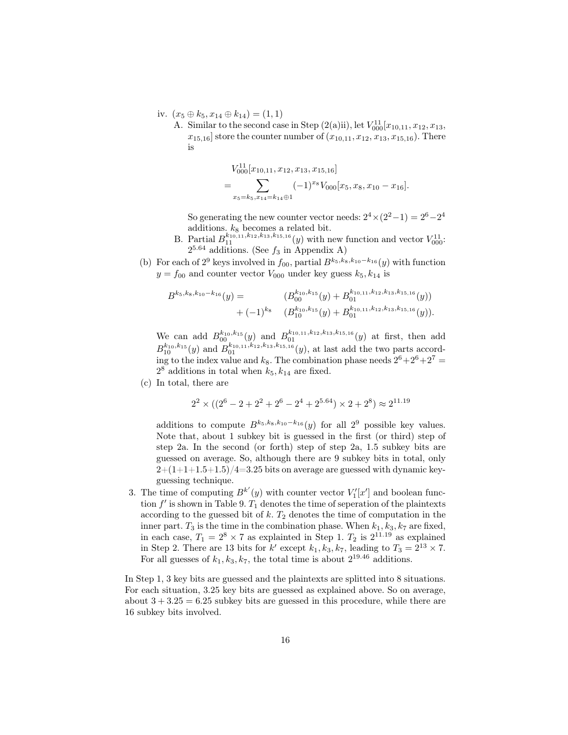iv. $(x_5 \oplus k_5, x_{14} \oplus k_{14}) = (1, 1)$

   A. Similar to the second case in Step (2(a)ii), let $V_{000}^{11}[x_{10,11}, x_{12}, x_{13}, x_{15,16}]$ store the counter number of $(x_{10,11}, x_{12}, x_{13}, x_{15,16})$. There is

$$
\begin{aligned}
& V_{000}^{11}[x_{10,11}, x_{12}, x_{13}, x_{15,16}] \\
= & \sum_{x_5=k_5, x_{14}=k_{14}\oplus 1} (-1)^{x_8} V_{000}[x_5, x_8, x_{10} - x_{16}].
\end{aligned}
$$

   So generating the new counter vector needs: $2^4 \times (2^2 - 1) = 2^6 - 2^4$ additions. $k_8$ becomes a related bit.

   B. Partial $B_{11}^{k_{10,11},k_{12},k_{13},k_{15,16}}(y)$ with new function and vector $V_{000}^{11}$: $2^{5.64}$ additions. (See $f_3$ in Appendix A)

(b) For each of $2^9$ keys involved in $f_{00}$, partial $B^{k_5,k_8,k_{10}-k_{16}}(y)$ with function $y = f_{00}$ and counter vector $V_{000}$ under key guess $k_5, k_{14}$ is

$$
\begin{aligned}
B^{k_5,k_8,k_{10}-k_{16}}(y) = & \quad (B_{00}^{k_{10},k_{15}}(y) + B_{01}^{k_{10,11},k_{12},k_{13},k_{15,16}}(y)) \\
& + (-1)^{k_8} \quad (B_{10}^{k_{10},k_{15}}(y) + B_{01}^{k_{10,11},k_{12},k_{13},k_{15,16}}(y)).
\end{aligned}
$$

We can add $B_{00}^{k_{10},k_{15}}(y)$ and $B_{01}^{k_{10,11},k_{12},k_{13},k_{15,16}}(y)$ at first, then add $B_{10}^{k_{10},k_{15}}(y)$ and $B_{01}^{k_{10,11},k_{12},k_{13},k_{15,16}}(y)$, at last add the two parts according to the index value and $k_8$. The combination phase needs $2^6 + 2^6 + 2^7 = 2^8$ additions in total when $k_5, k_{14}$ are fixed.

(c) In total, there are

$$
2^2 \times ((2^6 - 2 + 2^2 + 2^6 - 2^4 + 2^{5.64}) \times 2 + 2^8) \approx 2^{11.19}
$$

additions to compute $B^{k_5,k_8,k_{10}-k_{16}}(y)$ for all $2^9$ possible key values. Note that, about 1 subkey bit is guessed in the first (or third) step of step 2a. In the second (or forth) step of step 2a, 1.5 subkey bits are guessed on average. So, although there are 9 subkey bits in total, only $2+(1+1+1.5+1.5)/4$=3.25 bits on average are guessed with dynamic key-guessing technique.

3. The time of computing $B^{k'}(y)$ with counter vector $V_1'[x']$ and boolean function $f'$ is shown in Table 9. $T_1$ denotes the time of seperation of the plaintexts according to the guessed bit of $k$. $T_2$ denotes the time of computation in the inner part. $T_3$ is the time in the combination phase. When $k_1, k_3, k_7$ are fixed, in each case, $T_1 = 2^8 \times 7$ as explainted in Step 1. $T_2$ is $2^{11.19}$ as explained in Step 2. There are 13 bits for $k'$ except $k_1, k_3, k_7$, leading to $T_3 = 2^{13} \times 7$. For all guesses of $k_1, k_3, k_7$, the total time is about $2^{19.46}$ additions.

In Step 1, 3 key bits are guessed and the plaintexts are splitted into 8 situations. For each situation, 3.25 key bits are guessed as explained above. So on average, about $3 + 3.25 = 6.25$ subkey bits are guessed in this procedure, while there are 16 subkey bits involved.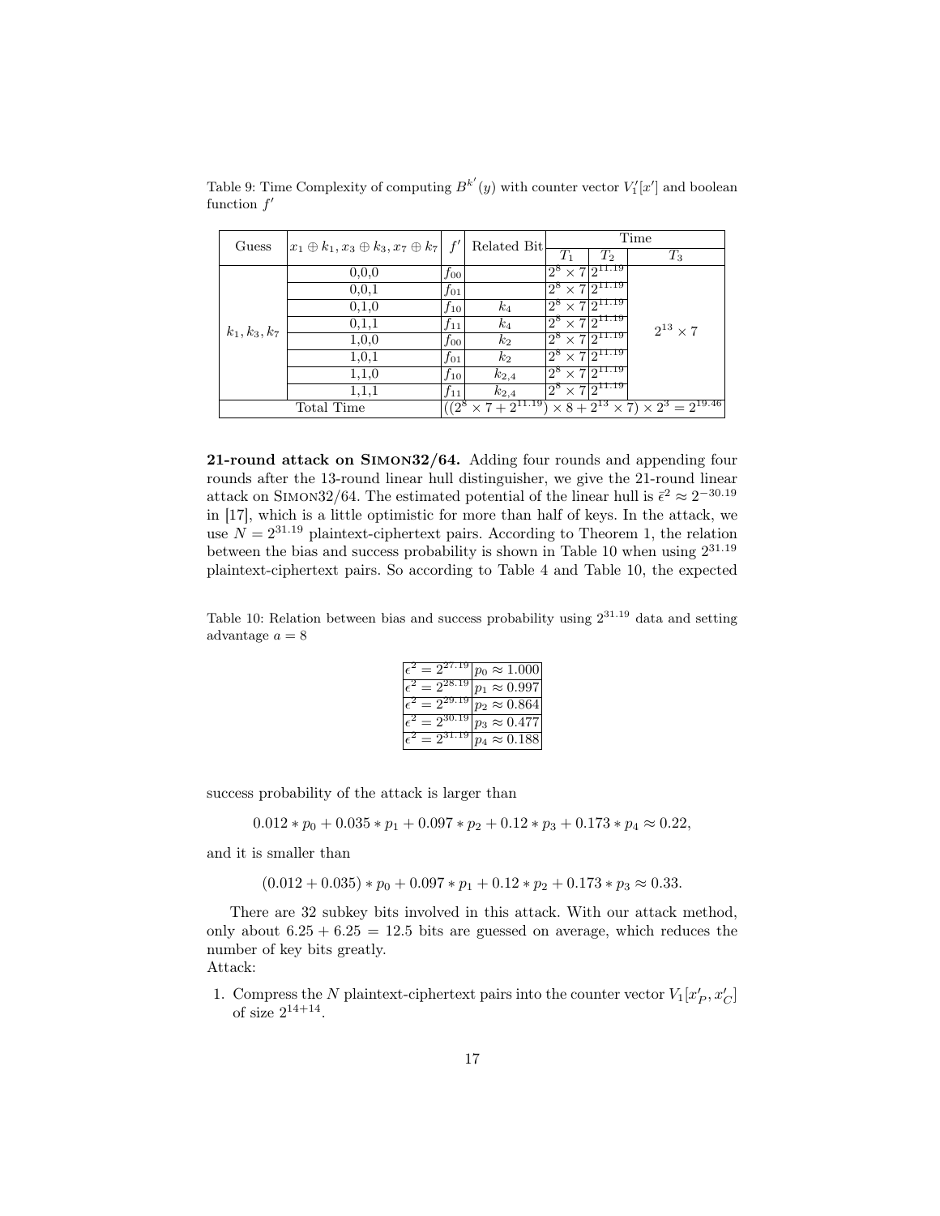Table 9: Time Complexity of computing $B^{k'}(y)$ with counter vector $V_1'[x']$ and boolean function $f'$

| Guess | $x_1 \oplus k_1, x_3 \oplus k_3, x_7 \oplus k_7$ | $f'$ | Related Bit | Time | | |
|---|---|---|---|---|---|---|
| | | | | $T_1$ | $T_2$ | $T_3$ |
| $k_1, k_3, k_7$ | 0,0,0 | $f_{00}$ | | $2^8 \times 7$ | $2^{11.19}$ | $2^{13} \times 7$ |
| | 0,0,1 | $f_{01}$ | | $2^8 \times 7$ | $2^{11.19}$ | |
| | 0,1,0 | $f_{10}$ | $k_4$ | $2^8 \times 7$ | $2^{11.19}$ | |
| | 0,1,1 | $f_{11}$ | $k_4$ | $2^8 \times 7$ | $2^{11.19}$ | |
| | 1,0,0 | $f_{00}$ | $k_2$ | $2^8 \times 7$ | $2^{11.19}$ | |
| | 1,0,1 | $f_{01}$ | $k_2$ | $2^8 \times 7$ | $2^{11.19}$ | |
| | 1,1,0 | $f_{10}$ | $k_{2,4}$ | $2^8 \times 7$ | $2^{11.19}$ | |
| | 1,1,1 | $f_{11}$ | $k_{2,4}$ | $2^8 \times 7$ | $2^{11.19}$ | |
| Total Time | | $((2^8 \times 7 + 2^{11.19}) \times 8 + 2^{13} \times 7) \times 2^3 = 2^{19.46}$ | | | | |

**21-round attack on Simon32/64.** Adding four rounds and appending four rounds after the 13-round linear hull distinguisher, we give the 21-round linear attack on Simon32/64. The estimated potential of the linear hull is $\bar{\epsilon}^2 \approx 2^{-30.19}$ in [17], which is a little optimistic for more than half of keys. In the attack, we use $N = 2^{31.19}$ plaintext-ciphertext pairs. According to Theorem 1, the relation between the bias and success probability is shown in Table 10 when using $2^{31.19}$ plaintext-ciphertext pairs. So according to Table 4 and Table 10, the expected

Table 10: Relation between bias and success probability using $2^{31.19}$ data and setting advantage $a = 8$

| | |
|---|---|
| $\epsilon^2 = 2^{27.19}$ | $p_0 \approx 1.000$ |
| $\epsilon^2 = 2^{28.19}$ | $p_1 \approx 0.997$ |
| $\epsilon^2 = 2^{29.19}$ | $p_2 \approx 0.864$ |
| $\epsilon^2 = 2^{30.19}$ | $p_3 \approx 0.477$ |
| $\epsilon^2 = 2^{31.19}$ | $p_4 \approx 0.188$ |

success probability of the attack is larger than

$$0.012 * p_0 + 0.035 * p_1 + 0.097 * p_2 + 0.12 * p_3 + 0.173 * p_4 \approx 0.22,$$

and it is smaller than

$$(0.012 + 0.035) * p_0 + 0.097 * p_1 + 0.12 * p_2 + 0.173 * p_3 \approx 0.33.$$

There are 32 subkey bits involved in this attack. With our attack method, only about $6.25 + 6.25 = 12.5$ bits are guessed on average, which reduces the number of key bits greatly.

Attack:

1. Compress the $N$ plaintext-ciphertext pairs into the counter vector $V_1[x'_P, x'_C]$ of size $2^{14+14}$.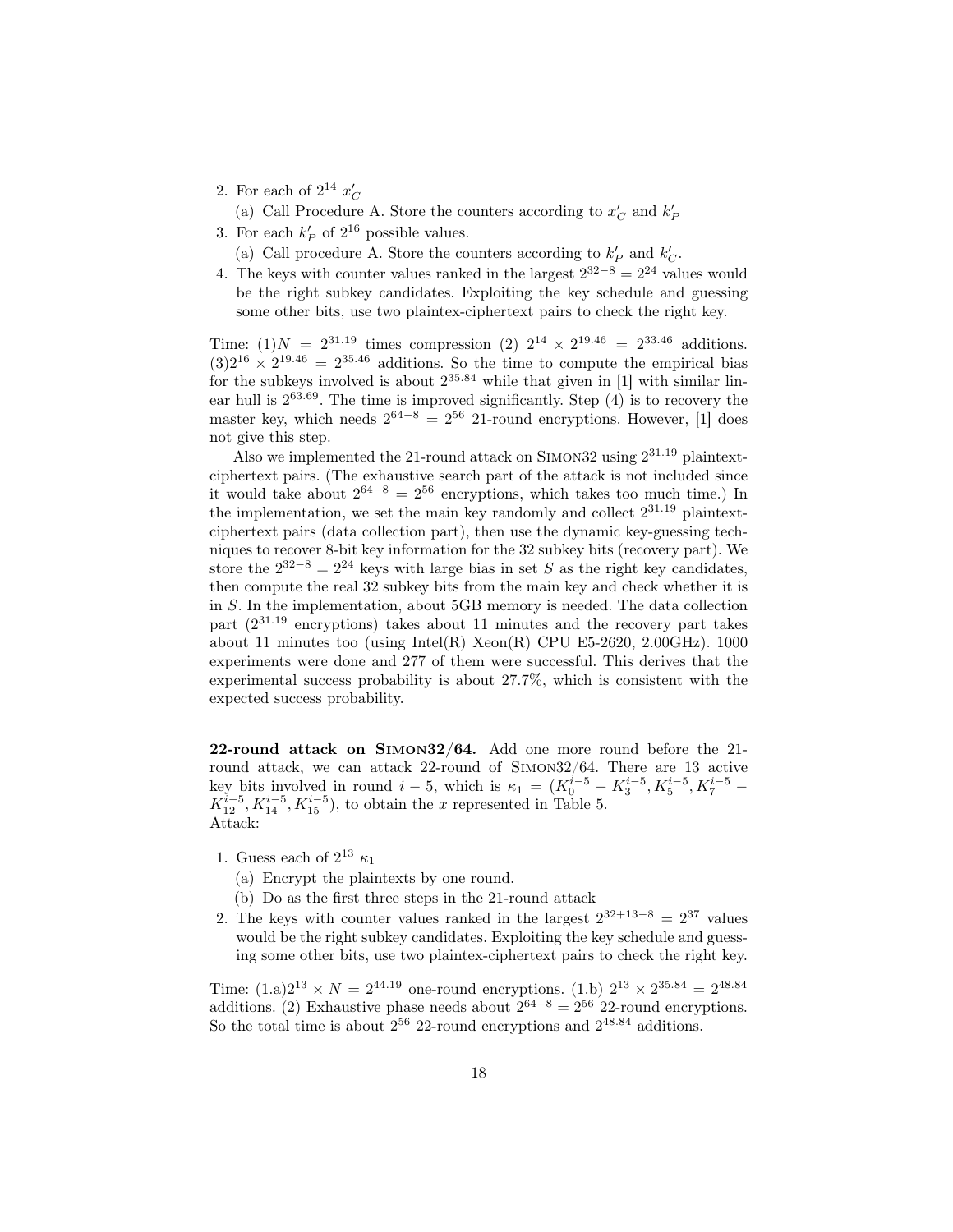2. For each of $2^{14}$ $x'_C$
   (a) Call Procedure A. Store the counters according to $x'_C$ and $k'_P$
3. For each $k'_P$ of $2^{16}$ possible values.
   (a) Call procedure A. Store the counters according to $k'_P$ and $k'_C$.
4. The keys with counter values ranked in the largest $2^{32-8} = 2^{24}$ values would be the right subkey candidates. Exploiting the key schedule and guessing some other bits, use two plaintex-ciphertext pairs to check the right key.

Time: (1)$N = 2^{31.19}$ times compression (2) $2^{14} \times 2^{19.46} = 2^{33.46}$ additions. (3)$2^{16} \times 2^{19.46} = 2^{35.46}$ additions. So the time to compute the empirical bias for the subkeys involved is about $2^{35.84}$ while that given in [1] with similar linear hull is $2^{63.69}$. The time is improved significantly. Step (4) is to recovery the master key, which needs $2^{64-8} = 2^{56}$ 21-round encryptions. However, [1] does not give this step.

Also we implemented the 21-round attack on Simon32 using $2^{31.19}$ plaintext-ciphertext pairs. (The exhaustive search part of the attack is not included since it would take about $2^{64-8} = 2^{56}$ encryptions, which takes too much time.) In the implementation, we set the main key randomly and collect $2^{31.19}$ plaintext-ciphertext pairs (data collection part), then use the dynamic key-guessing techniques to recover 8-bit key information for the 32 subkey bits (recovery part). We store the $2^{32-8} = 2^{24}$ keys with large bias in set $S$ as the right key candidates, then compute the real 32 subkey bits from the main key and check whether it is in $S$. In the implementation, about 5GB memory is needed. The data collection part ($2^{31.19}$ encryptions) takes about 11 minutes and the recovery part takes about 11 minutes too (using Intel(R) Xeon(R) CPU E5-2620, 2.00GHz). 1000 experiments were done and 277 of them were successful. This derives that the experimental success probability is about 27.7%, which is consistent with the expected success probability.

**22-round attack on Simon32/64.** Add one more round before the 21-round attack, we can attack 22-round of Simon32/64. There are 13 active key bits involved in round $i-5$, which is $\kappa_1 = (K_0^{i-5} - K_3^{i-5}, K_5^{i-5}, K_7^{i-5} - K_{12}^{i-5}, K_{14}^{i-5}, K_{15}^{i-5})$, to obtain the $x$ represented in Table 5.
Attack:

1. Guess each of $2^{13}$ $\kappa_1$
   (a) Encrypt the plaintexts by one round.
   (b) Do as the first three steps in the 21-round attack
2. The keys with counter values ranked in the largest $2^{32+13-8} = 2^{37}$ values would be the right subkey candidates. Exploiting the key schedule and guessing some other bits, use two plaintex-ciphertext pairs to check the right key.

Time: (1.a)$2^{13} \times N = 2^{44.19}$ one-round encryptions. (1.b) $2^{13} \times 2^{35.84} = 2^{48.84}$ additions. (2) Exhaustive phase needs about $2^{64-8} = 2^{56}$ 22-round encryptions. So the total time is about $2^{56}$ 22-round encryptions and $2^{48.84}$ additions.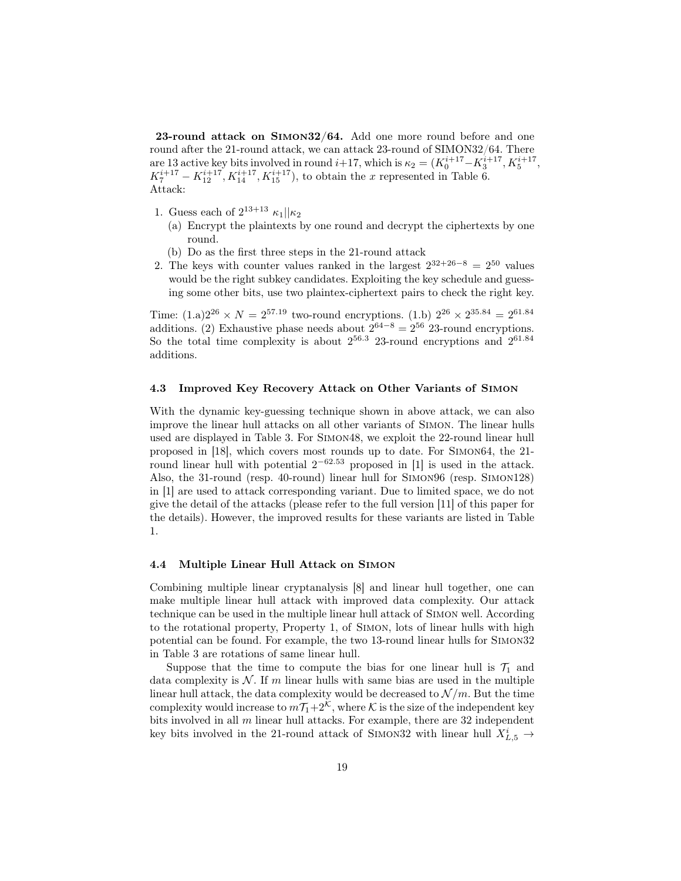**23-round attack on Simon32/64.** Add one more round before and one round after the 21-round attack, we can attack 23-round of SIMON32/64. There are 13 active key bits involved in round $i+17$, which is $\kappa_2 = (K_0^{i+17}–K_3^{i+17}, K_5^{i+17}, K_7^{i+17} - K_{12}^{i+17}, K_{14}^{i+17}, K_{15}^{i+17})$, to obtain the $x$ represented in Table 6.
Attack:

1. Guess each of $2^{13+13}$ $\kappa_1||\kappa_2$
   (a) Encrypt the plaintexts by one round and decrypt the ciphertexts by one round.
   (b) Do as the first three steps in the 21-round attack
2. The keys with counter values ranked in the largest $2^{32+26-8} = 2^{50}$ values would be the right subkey candidates. Exploiting the key schedule and guessing some other bits, use two plaintex-ciphertext pairs to check the right key.

Time: (1.a)$2^{26} \times N = 2^{57.19}$ two-round encryptions. (1.b) $2^{26} \times 2^{35.84} = 2^{61.84}$ additions. (2) Exhaustive phase needs about $2^{64-8} = 2^{56}$ 23-round encryptions. So the total time complexity is about $2^{56.3}$ 23-round encryptions and $2^{61.84}$ additions.

### 4.3 Improved Key Recovery Attack on Other Variants of Simon

With the dynamic key-guessing technique shown in above attack, we can also improve the linear hull attacks on all other variants of Simon. The linear hulls used are displayed in Table 3. For Simon48, we exploit the 22-round linear hull proposed in [18], which covers most rounds up to date. For Simon64, the 21-round linear hull with potential $2^{-62.53}$ proposed in [1] is used in the attack. Also, the 31-round (resp. 40-round) linear hull for Simon96 (resp. Simon128) in [1] are used to attack corresponding variant. Due to limited space, we do not give the detail of the attacks (please refer to the full version [11] of this paper for the details). However, the improved results for these variants are listed in Table 1.

### 4.4 Multiple Linear Hull Attack on Simon

Combining multiple linear cryptanalysis [8] and linear hull together, one can make multiple linear hull attack with improved data complexity. Our attack technique can be used in the multiple linear hull attack of Simon well. According to the rotational property, Property 1, of Simon, lots of linear hulls with high potential can be found. For example, the two 13-round linear hulls for Simon32 in Table 3 are rotations of same linear hull.

Suppose that the time to compute the bias for one linear hull is $\mathcal{T}_1$ and data complexity is $\mathcal{N}$. If $m$ linear hulls with same bias are used in the multiple linear hull attack, the data complexity would be decreased to $\mathcal{N}/m$. But the time complexity would increase to $m\mathcal{T}_1+2^{\mathcal{K}}$, where $\mathcal{K}$ is the size of the independent key bits involved in all $m$ linear hull attacks. For example, there are 32 independent key bits involved in the 21-round attack of Simon32 with linear hull $X_{L,5}^i \rightarrow$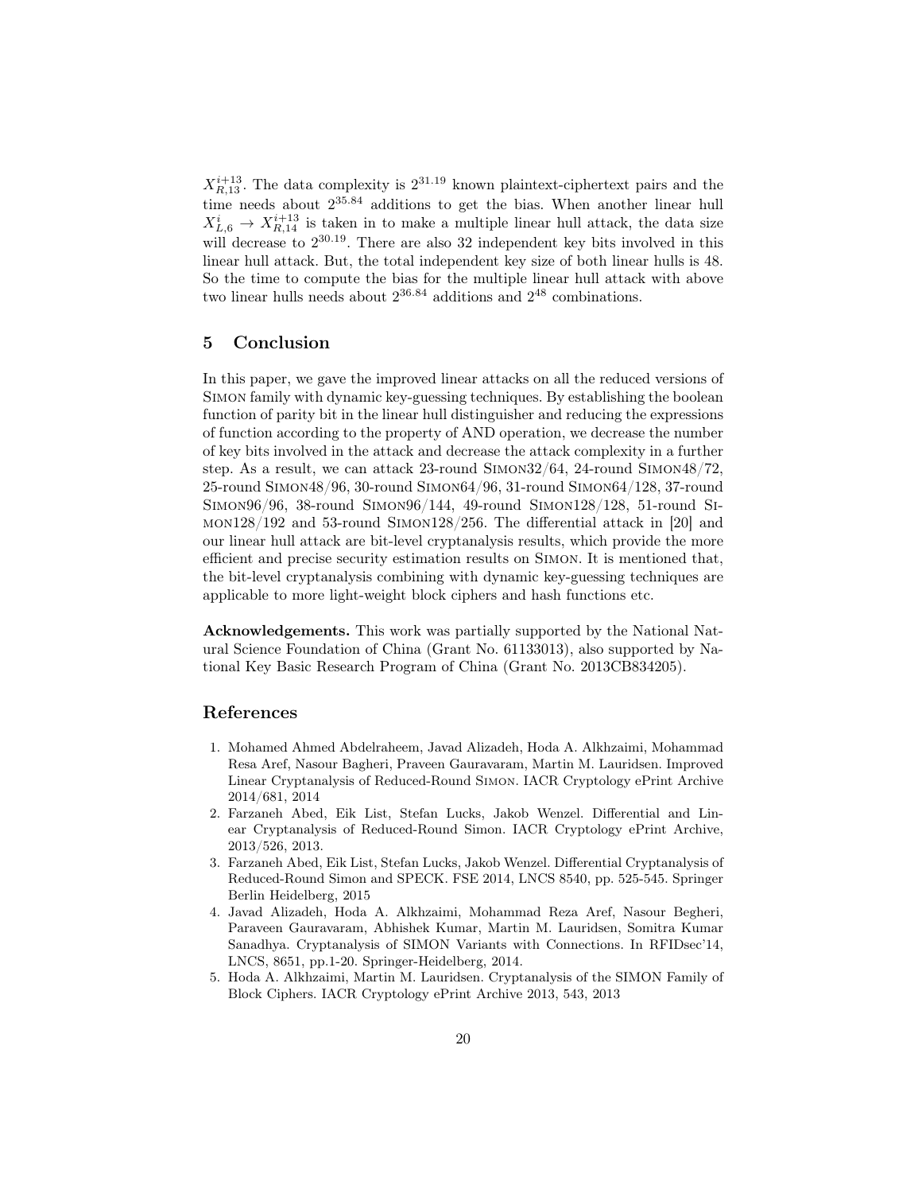$X^{i+13}_{R,13}$. The data complexity is $2^{31.19}$ known plaintext-ciphertext pairs and the time needs about $2^{35.84}$ additions to get the bias. When another linear hull $X^{i}_{L,6} \rightarrow X^{i+13}_{R,14}$ is taken in to make a multiple linear hull attack, the data size will decrease to $2^{30.19}$. There are also 32 independent key bits involved in this linear hull attack. But, the total independent key size of both linear hulls is 48. So the time to compute the bias for the multiple linear hull attack with above two linear hulls needs about $2^{36.84}$ additions and $2^{48}$ combinations.

## 5 Conclusion

In this paper, we gave the improved linear attacks on all the reduced versions of Simon family with dynamic key-guessing techniques. By establishing the boolean function of parity bit in the linear hull distinguisher and reducing the expressions of function according to the property of AND operation, we decrease the number of key bits involved in the attack and decrease the attack complexity in a further step. As a result, we can attack 23-round Simon32/64, 24-round Simon48/72, 25-round Simon48/96, 30-round Simon64/96, 31-round Simon64/128, 37-round Simon96/96, 38-round Simon96/144, 49-round Simon128/128, 51-round Simon128/192 and 53-round Simon128/256. The differential attack in [20] and our linear hull attack are bit-level cryptanalysis results, which provide the more efficient and precise security estimation results on Simon. It is mentioned that, the bit-level cryptanalysis combining with dynamic key-guessing techniques are applicable to more light-weight block ciphers and hash functions etc.

**Acknowledgements.** This work was partially supported by the National Natural Science Foundation of China (Grant No. 61133013), also supported by National Key Basic Research Program of China (Grant No. 2013CB834205).

## References

1. Mohamed Ahmed Abdelraheem, Javad Alizadeh, Hoda A. Alkhzaimi, Mohammad Resa Aref, Nasour Bagheri, Praveen Gauravaram, Martin M. Lauridsen. Improved Linear Cryptanalysis of Reduced-Round Simon. IACR Cryptology ePrint Archive 2014/681, 2014
2. Farzaneh Abed, Eik List, Stefan Lucks, Jakob Wenzel. Differential and Linear Cryptanalysis of Reduced-Round Simon. IACR Cryptology ePrint Archive, 2013/526, 2013.
3. Farzaneh Abed, Eik List, Stefan Lucks, Jakob Wenzel. Differential Cryptanalysis of Reduced-Round Simon and SPECK. FSE 2014, LNCS 8540, pp. 525-545. Springer Berlin Heidelberg, 2015
4. Javad Alizadeh, Hoda A. Alkhzaimi, Mohammad Reza Aref, Nasour Begheri, Paraveen Gauravaram, Abhishek Kumar, Martin M. Lauridsen, Somitra Kumar Sanadhya. Cryptanalysis of SIMON Variants with Connections. In RFIDsec'14, LNCS, 8651, pp.1-20. Springer-Heidelberg, 2014.
5. Hoda A. Alkhzaimi, Martin M. Lauridsen. Cryptanalysis of the SIMON Family of Block Ciphers. IACR Cryptology ePrint Archive 2013, 543, 2013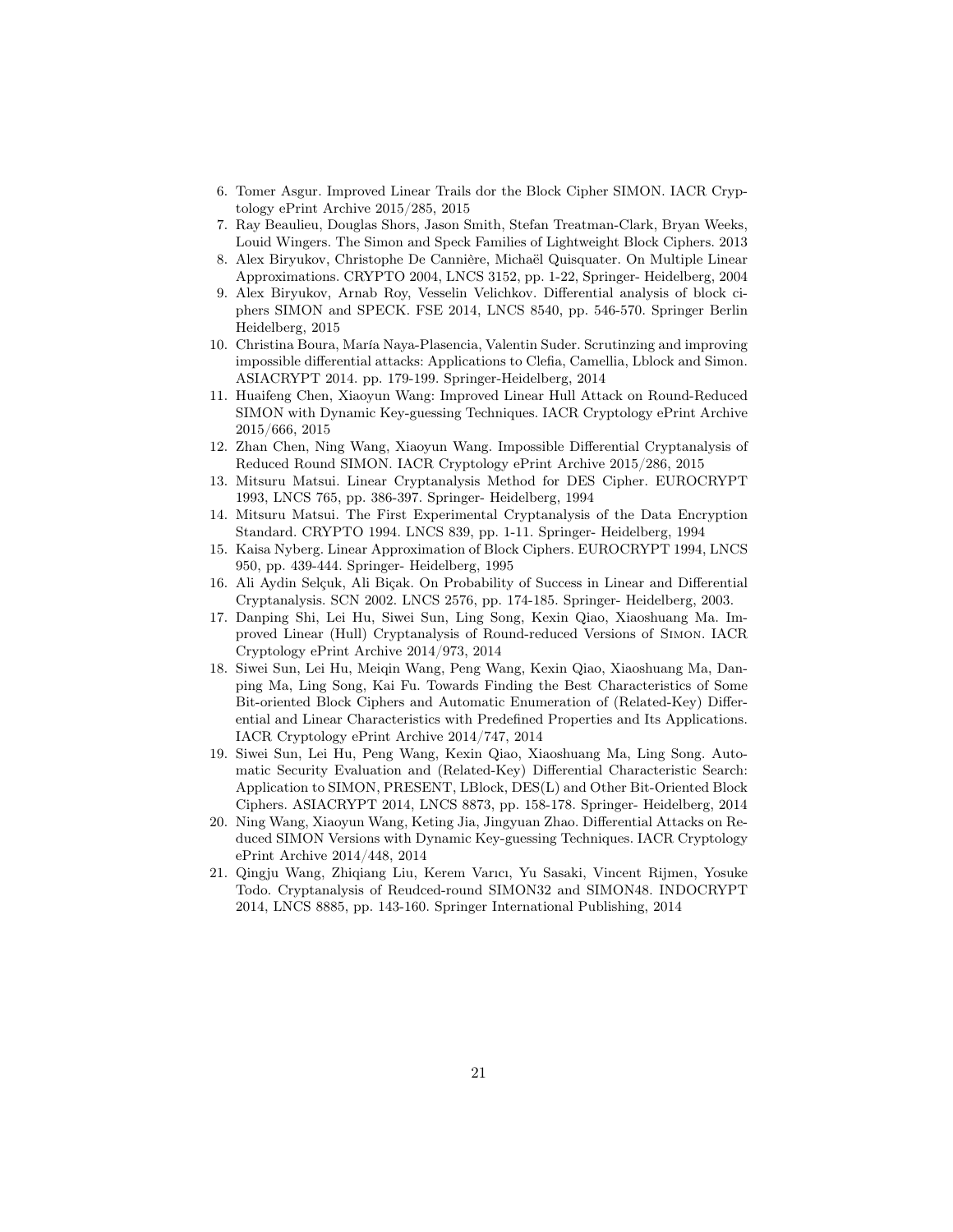6. Tomer Asgur. Improved Linear Trails dor the Block Cipher SIMON. IACR Cryptology ePrint Archive 2015/285, 2015
7. Ray Beaulieu, Douglas Shors, Jason Smith, Stefan Treatman-Clark, Bryan Weeks, Louid Wingers. The Simon and Speck Families of Lightweight Block Ciphers. 2013
8. Alex Biryukov, Christophe De Cannière, Michaël Quisquater. On Multiple Linear Approximations. CRYPTO 2004, LNCS 3152, pp. 1-22, Springer- Heidelberg, 2004
9. Alex Biryukov, Arnab Roy, Vesselin Velichkov. Differential analysis of block ciphers SIMON and SPECK. FSE 2014, LNCS 8540, pp. 546-570. Springer Berlin Heidelberg, 2015
10. Christina Boura, María Naya-Plasencia, Valentin Suder. Scrutinzing and improving impossible differential attacks: Applications to Clefia, Camellia, Lblock and Simon. ASIACRYPT 2014. pp. 179-199. Springer-Heidelberg, 2014
11. Huaifeng Chen, Xiaoyun Wang: Improved Linear Hull Attack on Round-Reduced SIMON with Dynamic Key-guessing Techniques. IACR Cryptology ePrint Archive 2015/666, 2015
12. Zhan Chen, Ning Wang, Xiaoyun Wang. Impossible Differential Cryptanalysis of Reduced Round SIMON. IACR Cryptology ePrint Archive 2015/286, 2015
13. Mitsuru Matsui. Linear Cryptanalysis Method for DES Cipher. EUROCRYPT 1993, LNCS 765, pp. 386-397. Springer- Heidelberg, 1994
14. Mitsuru Matsui. The First Experimental Cryptanalysis of the Data Encryption Standard. CRYPTO 1994. LNCS 839, pp. 1-11. Springer- Heidelberg, 1994
15. Kaisa Nyberg. Linear Approximation of Block Ciphers. EUROCRYPT 1994, LNCS 950, pp. 439-444. Springer- Heidelberg, 1995
16. Ali Aydin Selçuk, Ali Biçak. On Probability of Success in Linear and Differential Cryptanalysis. SCN 2002. LNCS 2576, pp. 174-185. Springer- Heidelberg, 2003.
17. Danping Shi, Lei Hu, Siwei Sun, Ling Song, Kexin Qiao, Xiaoshuang Ma. Improved Linear (Hull) Cryptanalysis of Round-reduced Versions of Simon. IACR Cryptology ePrint Archive 2014/973, 2014
18. Siwei Sun, Lei Hu, Meiqin Wang, Peng Wang, Kexin Qiao, Xiaoshuang Ma, Danping Ma, Ling Song, Kai Fu. Towards Finding the Best Characteristics of Some Bit-oriented Block Ciphers and Automatic Enumeration of (Related-Key) Differential and Linear Characteristics with Predefined Properties and Its Applications. IACR Cryptology ePrint Archive 2014/747, 2014
19. Siwei Sun, Lei Hu, Peng Wang, Kexin Qiao, Xiaoshuang Ma, Ling Song. Automatic Security Evaluation and (Related-Key) Differential Characteristic Search: Application to SIMON, PRESENT, LBlock, DES(L) and Other Bit-Oriented Block Ciphers. ASIACRYPT 2014, LNCS 8873, pp. 158-178. Springer- Heidelberg, 2014
20. Ning Wang, Xiaoyun Wang, Keting Jia, Jingyuan Zhao. Differential Attacks on Reduced SIMON Versions with Dynamic Key-guessing Techniques. IACR Cryptology ePrint Archive 2014/448, 2014
21. Qingju Wang, Zhiqiang Liu, Kerem Varıcı, Yu Sasaki, Vincent Rijmen, Yosuke Todo. Cryptanalysis of Reudced-round SIMON32 and SIMON48. INDOCRYPT 2014, LNCS 8885, pp. 143-160. Springer International Publishing, 2014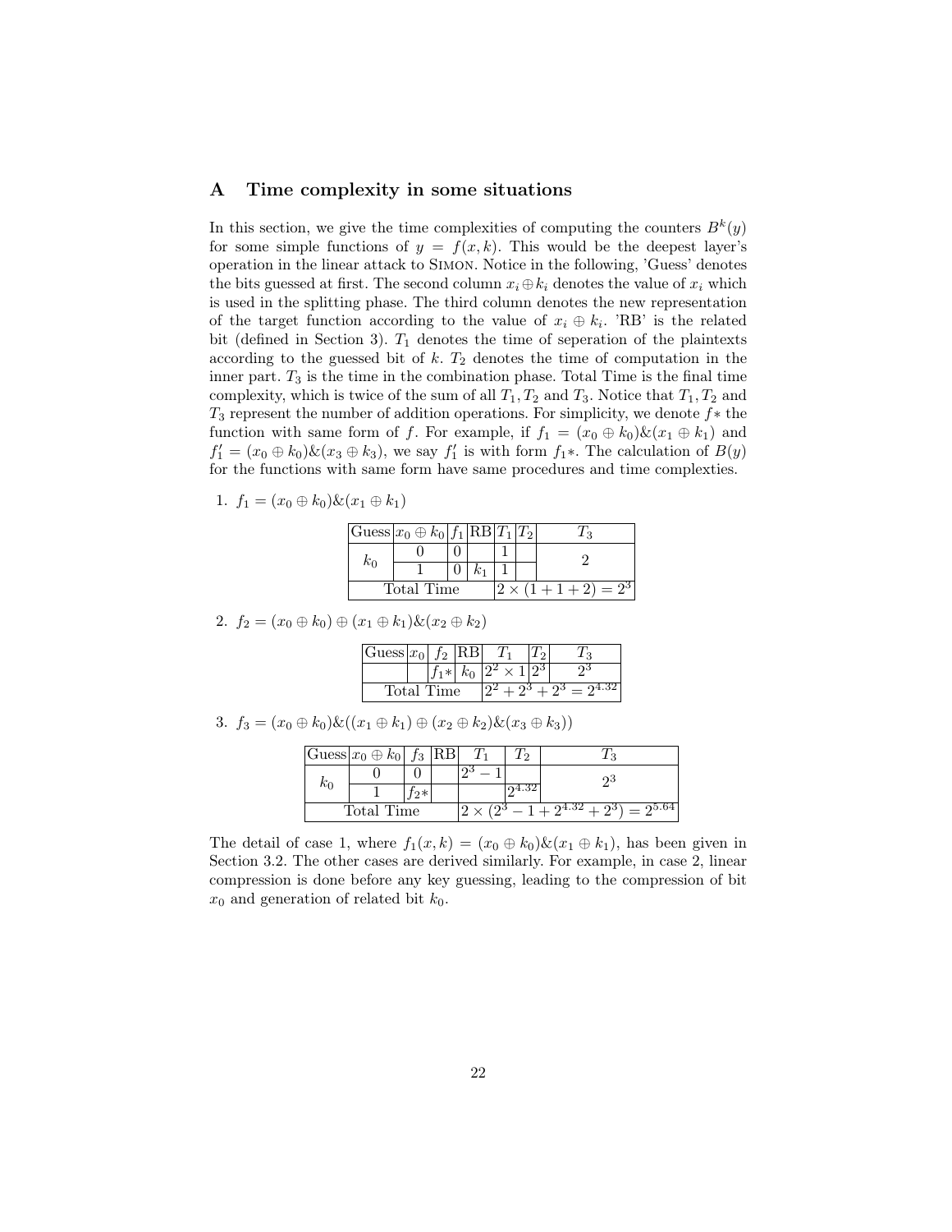## A Time complexity in some situations

In this section, we give the time complexities of computing the counters $B^k(y)$ for some simple functions of $y = f(x, k)$. This would be the deepest layer's operation in the linear attack to SIMON. Notice in the following, 'Guess' denotes the bits guessed at first. The second column $x_i \oplus k_i$ denotes the value of $x_i$ which is used in the splitting phase. The third column denotes the new representation of the target function according to the value of $x_i \oplus k_i$. 'RB' is the related bit (defined in Section 3). $T_1$ denotes the time of seperation of the plaintexts according to the guessed bit of $k$. $T_2$ denotes the time of computation in the inner part. $T_3$ is the time in the combination phase. Total Time is the final time complexity, which is twice of the sum of all $T_1, T_2$ and $T_3$. Notice that $T_1, T_2$ and $T_3$ represent the number of addition operations. For simplicity, we denote $f*$ the function with same form of $f$. For example, if $f_1 = (x_0 \oplus k_0)\&(x_1 \oplus k_1)$ and $f_1' = (x_0 \oplus k_0)\&(x_3 \oplus k_3)$, we say $f_1'$ is with form $f_1*$. The calculation of $B(y)$ for the functions with same form have same procedures and time complexties.

1. $f_1 = (x_0 \oplus k_0)\&(x_1 \oplus k_1)$

| Guess | $x_0 \oplus k_0$ | $f_1$ | RB | $T_1$ | $T_2$ | $T_3$ |
|---|---|---|---|---|---|---|
| $k_0$ | 0 | 0 | | 1 | | 2 |
| | 1 | 0 | $k_1$ | 1 | | |
| Total Time | | | | $2 \times (1 + 1 + 2) = 2^3$ | | |

2. $f_2 = (x_0 \oplus k_0) \oplus (x_1 \oplus k_1)\&(x_2 \oplus k_2)$

| Guess | $x_0$ | $f_2$ | RB | $T_1$ | $T_2$ | $T_3$ |
|---|---|---|---|---|---|---|
| | | $f_1*$ | $k_0$ | $2^2 \times 1$ | $2^3$ | $2^3$ |
| Total Time | | | | $2^2 + 2^3 + 2^3 = 2^{4.32}$ | | |

3. $f_3 = (x_0 \oplus k_0)\&((x_1 \oplus k_1) \oplus (x_2 \oplus k_2)\&(x_3 \oplus k_3))$

| Guess | $x_0 \oplus k_0$ | $f_3$ | RB | $T_1$ | $T_2$ | $T_3$ |
|---|---|---|---|---|---|---|
| $k_0$ | 0 | 0 | | $2^3 - 1$ | | $2^3$ |
| | 1 | $f_2*$ | | | $2^{4.32}$ | |
| Total Time | | | | $2 \times (2^3 - 1 + 2^{4.32} + 2^3) = 2^{5.64}$ | | |

The detail of case 1, where $f_1(x, k) = (x_0 \oplus k_0)\&(x_1 \oplus k_1)$, has been given in Section 3.2. The other cases are derived similarly. For example, in case 2, linear compression is done before any key guessing, leading to the compression of bit $x_0$ and generation of related bit $k_0$.